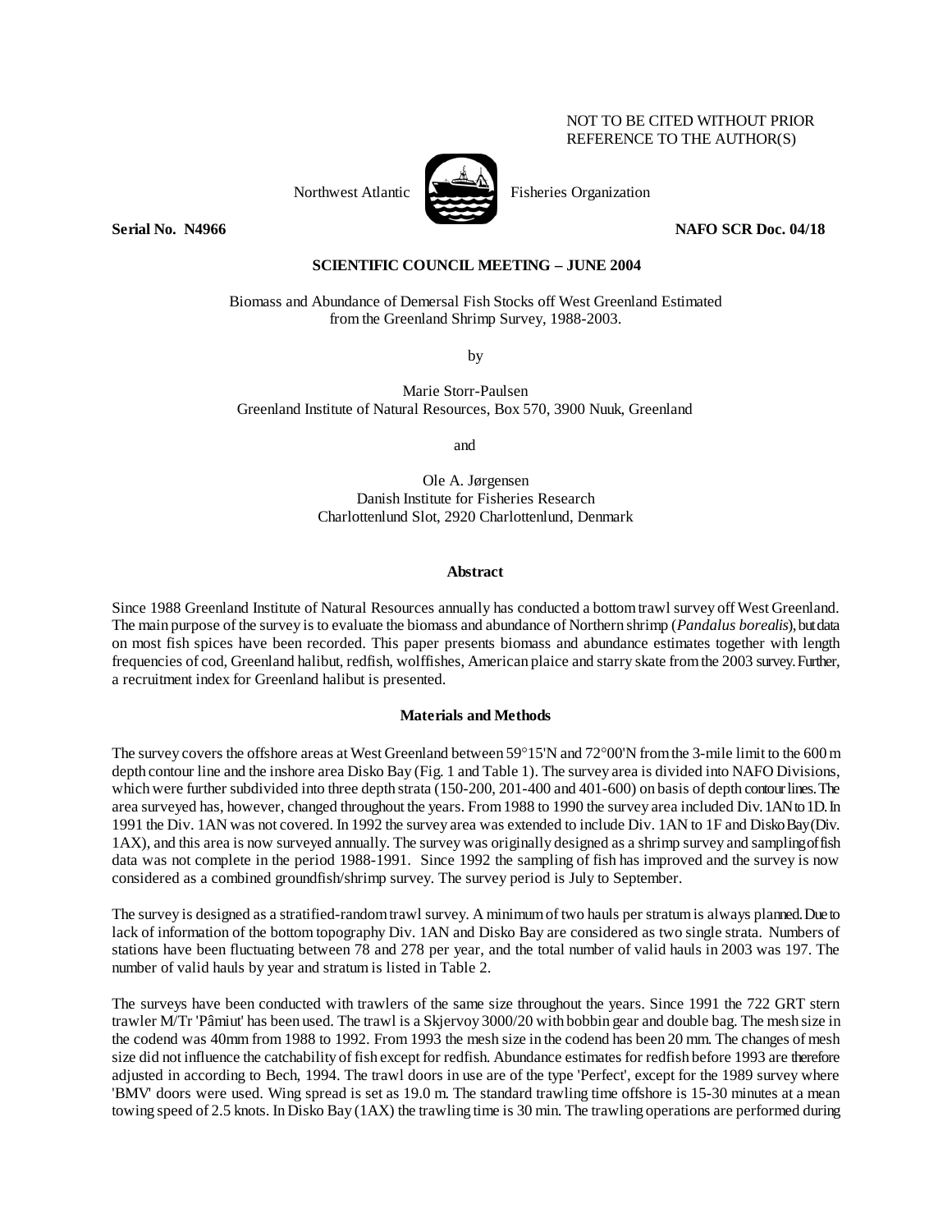NOT TO BE CITED WITHOUT PRIOR
REFERENCE TO THE AUTHOR(S)

Northwest Atlantic Fisheries Organization

**Serial No. N4966** **NAFO SCR Doc. 04/18**

**SCIENTIFIC COUNCIL MEETING – JUNE 2004**

Biomass and Abundance of Demersal Fish Stocks off West Greenland Estimated from the Greenland Shrimp Survey, 1988-2003.

by

Marie Storr-Paulsen
Greenland Institute of Natural Resources, Box 570, 3900 Nuuk, Greenland

and

Ole A. Jørgensen
Danish Institute for Fisheries Research
Charlottenlund Slot, 2920 Charlottenlund, Denmark

## Abstract

Since 1988 Greenland Institute of Natural Resources annually has conducted a bottom trawl survey off West Greenland. The main purpose of the survey is to evaluate the biomass and abundance of Northern shrimp (*Pandalus borealis*), but data on most fish spices have been recorded. This paper presents biomass and abundance estimates together with length frequencies of cod, Greenland halibut, redfish, wolffishes, American plaice and starry skate from the 2003 survey. Further, a recruitment index for Greenland halibut is presented.

## Materials and Methods

The survey covers the offshore areas at West Greenland between 59°15'N and 72°00'N from the 3-mile limit to the 600 m depth contour line and the inshore area Disko Bay (Fig. 1 and Table 1). The survey area is divided into NAFO Divisions, which were further subdivided into three depth strata (150-200, 201-400 and 401-600) on basis of depth contour lines. The area surveyed has, however, changed throughout the years. From 1988 to 1990 the survey area included Div. 1AN to 1D. In 1991 the Div. 1AN was not covered. In 1992 the survey area was extended to include Div. 1AN to 1F and Disko Bay (Div. 1AX), and this area is now surveyed annually. The survey was originally designed as a shrimp survey and sampling of fish data was not complete in the period 1988-1991. Since 1992 the sampling of fish has improved and the survey is now considered as a combined groundfish/shrimp survey. The survey period is July to September.

The survey is designed as a stratified-random trawl survey. A minimum of two hauls per stratum is always planned. Due to lack of information of the bottom topography Div. 1AN and Disko Bay are considered as two single strata. Numbers of stations have been fluctuating between 78 and 278 per year, and the total number of valid hauls in 2003 was 197. The number of valid hauls by year and stratum is listed in Table 2.

The surveys have been conducted with trawlers of the same size throughout the years. Since 1991 the 722 GRT stern trawler M/Tr 'Pâmiut' has been used. The trawl is a Skjervoy 3000/20 with bobbin gear and double bag. The mesh size in the codend was 40mm from 1988 to 1992. From 1993 the mesh size in the codend has been 20 mm. The changes of mesh size did not influence the catchability of fish except for redfish. Abundance estimates for redfish before 1993 are therefore adjusted in according to Bech, 1994. The trawl doors in use are of the type 'Perfect', except for the 1989 survey where 'BMV' doors were used. Wing spread is set as 19.0 m. The standard trawling time offshore is 15-30 minutes at a mean towing speed of 2.5 knots. In Disko Bay (1AX) the trawling time is 30 min. The trawling operations are performed during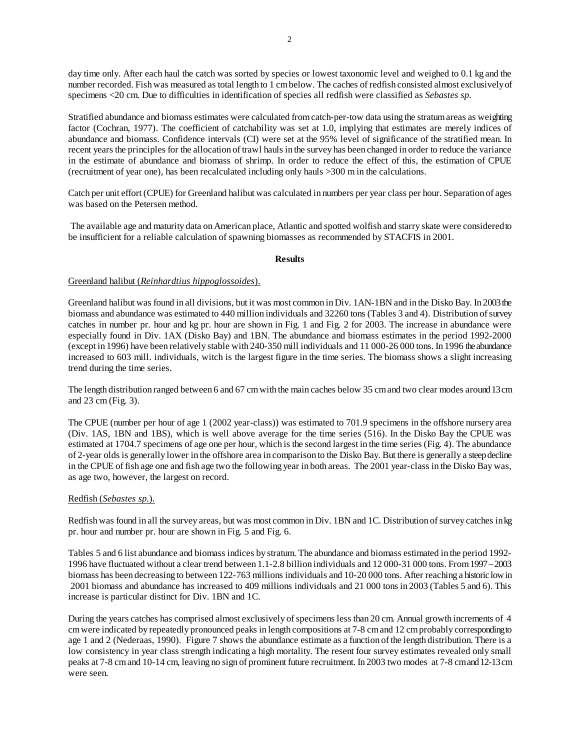day time only. After each haul the catch was sorted by species or lowest taxonomic level and weighed to 0.1 kg and the number recorded. Fish was measured as total length to 1 cm below. The caches of redfish consisted almost exclusively of specimens <20 cm. Due to difficulties in identification of species all redfish were classified as *Sebastes sp.*

Stratified abundance and biomass estimates were calculated from catch-per-tow data using the stratum areas as weighting factor (Cochran, 1977). The coefficient of catchability was set at 1.0, implying that estimates are merely indices of abundance and biomass. Confidence intervals (CI) were set at the 95% level of significance of the stratified mean. In recent years the principles for the allocation of trawl hauls in the survey has been changed in order to reduce the variance in the estimate of abundance and biomass of shrimp. In order to reduce the effect of this, the estimation of CPUE (recruitment of year one), has been recalculated including only hauls >300 m in the calculations.

Catch per unit effort (CPUE) for Greenland halibut was calculated in numbers per year class per hour. Separation of ages was based on the Petersen method.

The available age and maturity data on American place, Atlantic and spotted wolfish and starry skate were considered to be insufficient for a reliable calculation of spawning biomasses as recommended by STACFIS in 2001.

## Results

Greenland halibut (*Reinhardtius hippoglossoides*).

Greenland halibut was found in all divisions, but it was most common in Div. 1AN-1BN and in the Disko Bay. In 2003 the biomass and abundance was estimated to 440 million individuals and 32260 tons (Tables 3 and 4). Distribution of survey catches in number pr. hour and kg pr. hour are shown in Fig. 1 and Fig. 2 for 2003. The increase in abundance were especially found in Div. 1AX (Disko Bay) and 1BN. The abundance and biomass estimates in the period 1992-2000 (except in 1996) have been relatively stable with 240-350 mill individuals and 11 000-26 000 tons. In 1996 the abundance increased to 603 mill. individuals, witch is the largest figure in the time series. The biomass shows a slight increasing trend during the time series.

The length distribution ranged between 6 and 67 cm with the main caches below 35 cm and two clear modes around 13 cm and 23 cm (Fig. 3).

The CPUE (number per hour of age 1 (2002 year-class)) was estimated to 701.9 specimens in the offshore nursery area (Div. 1AS, 1BN and 1BS), which is well above average for the time series (516). In the Disko Bay the CPUE was estimated at 1704.7 specimens of age one per hour, which is the second largest in the time series (Fig. 4). The abundance of 2-year olds is generally lower in the offshore area in comparison to the Disko Bay. But there is generally a steep decline in the CPUE of fish age one and fish age two the following year in both areas. The 2001 year-class in the Disko Bay was, as age two, however, the largest on record.

Redfish (*Sebastes sp.*).

Redfish was found in all the survey areas, but was most common in Div. 1BN and 1C. Distribution of survey catches in kg pr. hour and number pr. hour are shown in Fig. 5 and Fig. 6.

Tables 5 and 6 list abundance and biomass indices by stratum. The abundance and biomass estimated in the period 1992-1996 have fluctuated without a clear trend between 1.1-2.8 billion individuals and 12 000-31 000 tons. From 1997 – 2003 biomass has been decreasing to between 122-763 millions individuals and 10-20 000 tons. After reaching a historic low in 2001 biomass and abundance has increased to 409 millions individuals and 21 000 tons in 2003 (Tables 5 and 6). This increase is particular distinct for Div. 1BN and 1C.

During the years catches has comprised almost exclusively of specimens less than 20 cm. Annual growth increments of 4 cm were indicated by repeatedly pronounced peaks in length compositions at 7-8 cm and 12 cm probably corresponding to age 1 and 2 (Nederaas, 1990). Figure 7 shows the abundance estimate as a function of the length distribution. There is a low consistency in year class strength indicating a high mortality. The resent four survey estimates revealed only small peaks at 7-8 cm and 10-14 cm, leaving no sign of prominent future recruitment. In 2003 two modes at 7-8 cm and 12-13 cm were seen.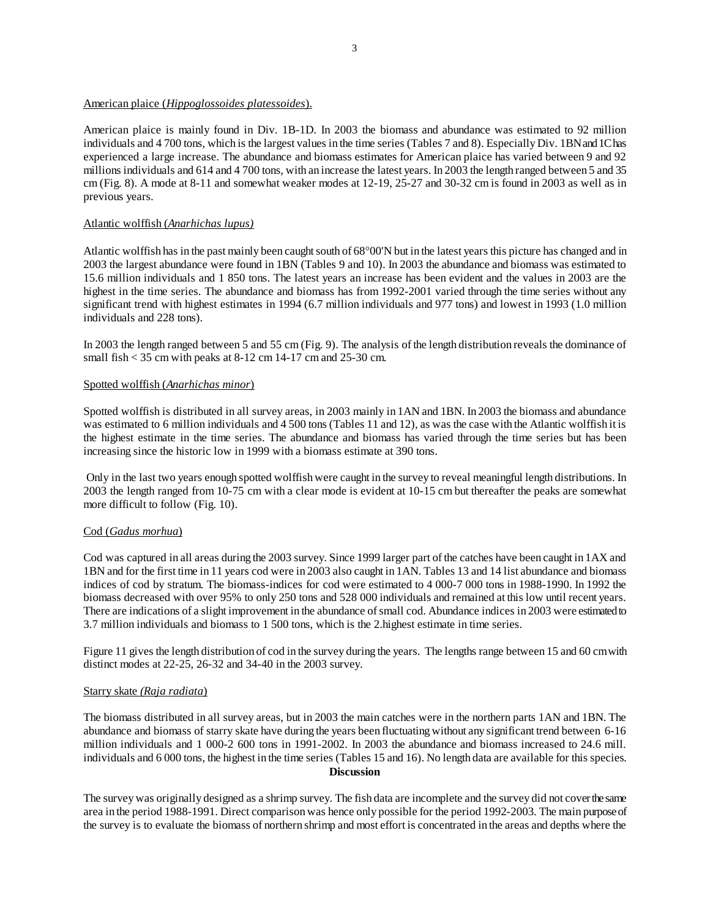American plaice (*Hippoglossoides platessoides*).

American plaice is mainly found in Div. 1B-1D. In 2003 the biomass and abundance was estimated to 92 million individuals and 4 700 tons, which is the largest values in the time series (Tables 7 and 8). Especially Div. 1BN and 1C has experienced a large increase. The abundance and biomass estimates for American plaice has varied between 9 and 92 millions individuals and 614 and 4 700 tons, with an increase the latest years. In 2003 the length ranged between 5 and 35 cm (Fig. 8). A mode at 8-11 and somewhat weaker modes at 12-19, 25-27 and 30-32 cm is found in 2003 as well as in previous years.

Atlantic wolffish (*Anarhichas lupus)*

Atlantic wolffish has in the past mainly been caught south of 68°00'N but in the latest years this picture has changed and in 2003 the largest abundance were found in 1BN (Tables 9 and 10). In 2003 the abundance and biomass was estimated to 15.6 million individuals and 1 850 tons. The latest years an increase has been evident and the values in 2003 are the highest in the time series. The abundance and biomass has from 1992-2001 varied through the time series without any significant trend with highest estimates in 1994 (6.7 million individuals and 977 tons) and lowest in 1993 (1.0 million individuals and 228 tons).

In 2003 the length ranged between 5 and 55 cm (Fig. 9). The analysis of the length distribution reveals the dominance of small fish < 35 cm with peaks at 8-12 cm 14-17 cm and 25-30 cm.

Spotted wolffish (*Anarhichas minor*)

Spotted wolffish is distributed in all survey areas, in 2003 mainly in 1AN and 1BN. In 2003 the biomass and abundance was estimated to 6 million individuals and 4 500 tons (Tables 11 and 12), as was the case with the Atlantic wolffish it is the highest estimate in the time series. The abundance and biomass has varied through the time series but has been increasing since the historic low in 1999 with a biomass estimate at 390 tons.

Only in the last two years enough spotted wolffish were caught in the survey to reveal meaningful length distributions. In 2003 the length ranged from 10-75 cm with a clear mode is evident at 10-15 cm but thereafter the peaks are somewhat more difficult to follow (Fig. 10).

Cod (*Gadus morhua*)

Cod was captured in all areas during the 2003 survey. Since 1999 larger part of the catches have been caught in 1AX and 1BN and for the first time in 11 years cod were in 2003 also caught in 1AN. Tables 13 and 14 list abundance and biomass indices of cod by stratum. The biomass-indices for cod were estimated to 4 000-7 000 tons in 1988-1990. In 1992 the biomass decreased with over 95% to only 250 tons and 528 000 individuals and remained at this low until recent years. There are indications of a slight improvement in the abundance of small cod. Abundance indices in 2003 were estimated to 3.7 million individuals and biomass to 1 500 tons, which is the 2.highest estimate in time series.

Figure 11 gives the length distribution of cod in the survey during the years. The lengths range between 15 and 60 cm with distinct modes at 22-25, 26-32 and 34-40 in the 2003 survey.

Starry skate *(Raja radiata*)

The biomass distributed in all survey areas, but in 2003 the main catches were in the northern parts 1AN and 1BN. The abundance and biomass of starry skate have during the years been fluctuating without any significant trend between 6-16 million individuals and 1 000-2 600 tons in 1991-2002. In 2003 the abundance and biomass increased to 24.6 mill. individuals and 6 000 tons, the highest in the time series (Tables 15 and 16). No length data are available for this species.

**Discussion**

The survey was originally designed as a shrimp survey. The fish data are incomplete and the survey did not cover the same area in the period 1988-1991. Direct comparison was hence only possible for the period 1992-2003. The main purpose of the survey is to evaluate the biomass of northern shrimp and most effort is concentrated in the areas and depths where the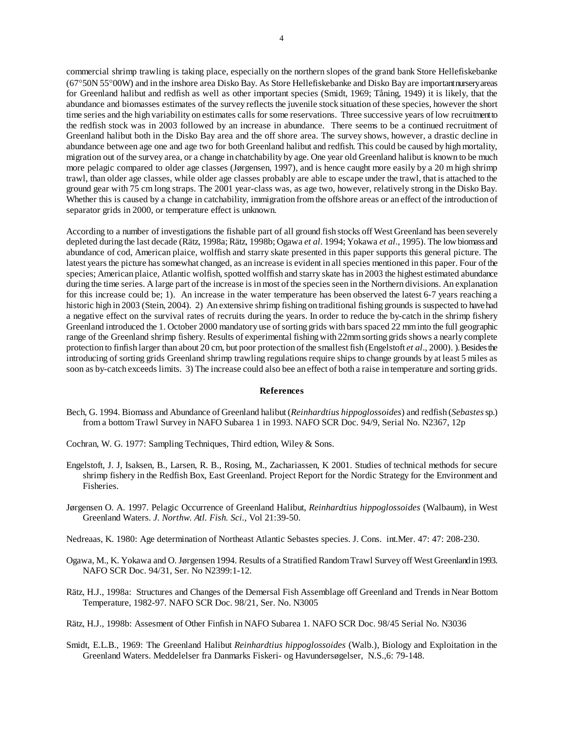commercial shrimp trawling is taking place, especially on the northern slopes of the grand bank Store Hellefiskebanke (67°50N 55°00W) and in the inshore area Disko Bay. As Store Hellefiskebanke and Disko Bay are important nursery areas for Greenland halibut and redfish as well as other important species (Smidt, 1969; Tåning, 1949) it is likely, that the abundance and biomasses estimates of the survey reflects the juvenile stock situation of these species, however the short time series and the high variability on estimates calls for some reservations. Three successive years of low recruitment to the redfish stock was in 2003 followed by an increase in abundance. There seems to be a continued recruitment of Greenland halibut both in the Disko Bay area and the off shore area. The survey shows, however, a drastic decline in abundance between age one and age two for both Greenland halibut and redfish. This could be caused by high mortality, migration out of the survey area, or a change in chatchability by age. One year old Greenland halibut is known to be much more pelagic compared to older age classes (Jørgensen, 1997), and is hence caught more easily by a 20 m high shrimp trawl, than older age classes, while older age classes probably are able to escape under the trawl, that is attached to the ground gear with 75 cm long straps. The 2001 year-class was, as age two, however, relatively strong in the Disko Bay. Whether this is caused by a change in catchability, immigration from the offshore areas or an effect of the introduction of separator grids in 2000, or temperature effect is unknown.

According to a number of investigations the fishable part of all ground fish stocks off West Greenland has been severely depleted during the last decade (Rätz, 1998a; Rätz, 1998b; Ogawa *et al*. 1994; Yokawa *et al*., 1995). The low biomass and abundance of cod, American plaice, wolffish and starry skate presented in this paper supports this general picture. The latest years the picture has somewhat changed, as an increase is evident in all species mentioned in this paper. Four of the species; American plaice, Atlantic wolfish, spotted wolffish and starry skate has in 2003 the highest estimated abundance during the time series. A large part of the increase is in most of the species seen in the Northern divisions. An explanation for this increase could be; 1). An increase in the water temperature has been observed the latest 6-7 years reaching a historic high in 2003 (Stein, 2004). 2) An extensive shrimp fishing on traditional fishing grounds is suspected to have had a negative effect on the survival rates of recruits during the years. In order to reduce the by-catch in the shrimp fishery Greenland introduced the 1. October 2000 mandatory use of sorting grids with bars spaced 22 mm into the full geographic range of the Greenland shrimp fishery. Results of experimental fishing with 22mm sorting grids shows a nearly complete protection to finfish larger than about 20 cm, but poor protection of the smallest fish (Engelstoft *et al*., 2000). ). Besides the introducing of sorting grids Greenland shrimp trawling regulations require ships to change grounds by at least 5 miles as soon as by-catch exceeds limits. 3) The increase could also bee an effect of both a raise in temperature and sorting grids.

## References

Bech, G. 1994. Biomass and Abundance of Greenland halibut (*Reinhardtius hippoglossoides*) and redfish (*Sebastes* sp.) from a bottom Trawl Survey in NAFO Subarea 1 in 1993. NAFO SCR Doc. 94/9, Serial No. N2367, 12p

Cochran, W. G. 1977: Sampling Techniques, Third edtion, Wiley & Sons.

Engelstoft, J. J, Isaksen, B., Larsen, R. B., Rosing, M., Zachariassen, K 2001. Studies of technical methods for secure shrimp fishery in the Redfish Box, East Greenland. Project Report for the Nordic Strategy for the Environment and Fisheries.

Jørgensen O. A. 1997. Pelagic Occurrence of Greenland Halibut, *Reinhardtius hippoglossoides* (Walbaum), in West Greenland Waters. *J. Northw. Atl. Fish. Sci.*, Vol 21:39-50.

Nedreaas, K. 1980: Age determination of Northeast Atlantic Sebastes species. J. Cons. int.Mer. 47: 47: 208-230.

Ogawa, M., K. Yokawa and O. Jørgensen 1994. Results of a Stratified Random Trawl Survey off West Greenland in 1993. NAFO SCR Doc. 94/31, Ser. No N2399:1-12.

Rätz, H.J., 1998a: Structures and Changes of the Demersal Fish Assemblage off Greenland and Trends in Near Bottom Temperature, 1982-97. NAFO SCR Doc. 98/21, Ser. No. N3005

Rätz, H.J., 1998b: Assesment of Other Finfish in NAFO Subarea 1. NAFO SCR Doc. 98/45 Serial No. N3036

Smidt, E.L.B., 1969: The Greenland Halibut *Reinhardtius hippoglossoides* (Walb.), Biology and Exploitation in the Greenland Waters. Meddelelser fra Danmarks Fiskeri- og Havundersøgelser, N.S.,6: 79-148.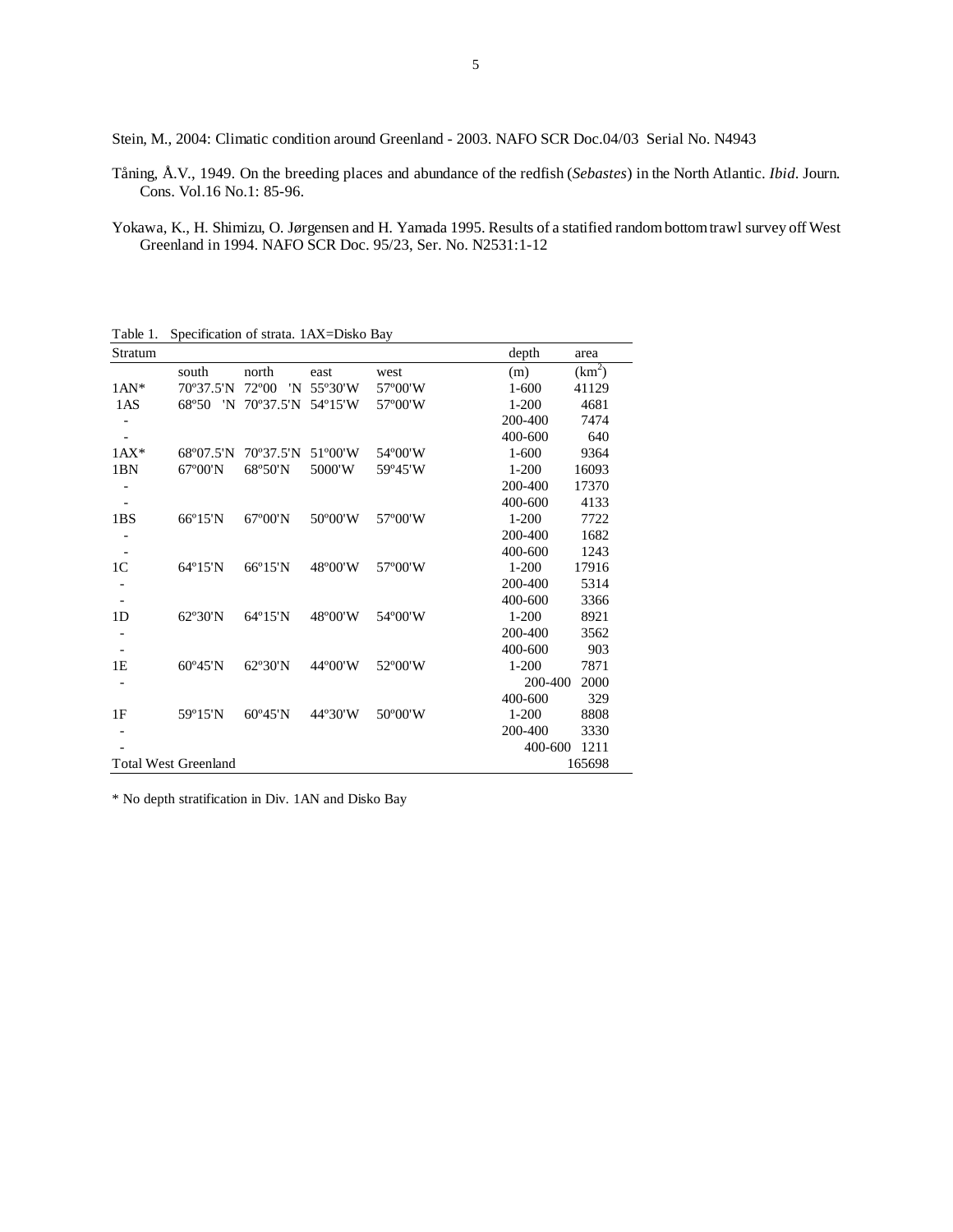Stein, M., 2004: Climatic condition around Greenland - 2003. NAFO SCR Doc.04/03 Serial No. N4943

Tåning, Å.V., 1949. On the breeding places and abundance of the redfish (*Sebastes*) in the North Atlantic. *Ibid*. Journ. Cons. Vol.16 No.1: 85-96.

Yokawa, K., H. Shimizu, O. Jørgensen and H. Yamada 1995. Results of a statified random bottom trawl survey off West Greenland in 1994. NAFO SCR Doc. 95/23, Ser. No. N2531:1-12

Table 1. Specification of strata. 1AX=Disko Bay

| Stratum | | | | | depth | area |
|---|---|---|---|---|---|---|
| | south | north | east | west | (m) | ($km^2$) |
| 1AN* | 70º37.5'N | 72º00 'N | 55º30'W | 57º00'W | 1-600 | 41129 |
| 1AS | 68º50 'N | 70º37.5'N | 54º15'W | 57º00'W | 1-200 | 4681 |
| - | | | | | 200-400 | 7474 |
| - | | | | | 400-600 | 640 |
| 1AX* | 68º07.5'N | 70º37.5'N | 51º00'W | 54º00'W | 1-600 | 9364 |
| 1BN | 67º00'N | 68º50'N | 5000'W | 59º45'W | 1-200 | 16093 |
| - | | | | | 200-400 | 17370 |
| - | | | | | 400-600 | 4133 |
| 1BS | 66º15'N | 67º00'N | 50º00'W | 57º00'W | 1-200 | 7722 |
| - | | | | | 200-400 | 1682 |
| - | | | | | 400-600 | 1243 |
| 1C | 64º15'N | 66º15'N | 48º00'W | 57º00'W | 1-200 | 17916 |
| - | | | | | 200-400 | 5314 |
| - | | | | | 400-600 | 3366 |
| 1D | 62º30'N | 64º15'N | 48º00'W | 54º00'W | 1-200 | 8921 |
| - | | | | | 200-400 | 3562 |
| - | | | | | 400-600 | 903 |
| 1E | 60º45'N | 62º30'N | 44º00'W | 52º00'W | 1-200 | 7871 |
| - | | | | | 200-400 | 2000 |
| | | | | | 400-600 | 329 |
| 1F | 59º15'N | 60º45'N | 44º30'W | 50º00'W | 1-200 | 8808 |
| - | | | | | 200-400 | 3330 |
| - | | | | | 400-600 | 1211 |
| Total West Greenland | | | | | | 165698 |

\* No depth stratification in Div. 1AN and Disko Bay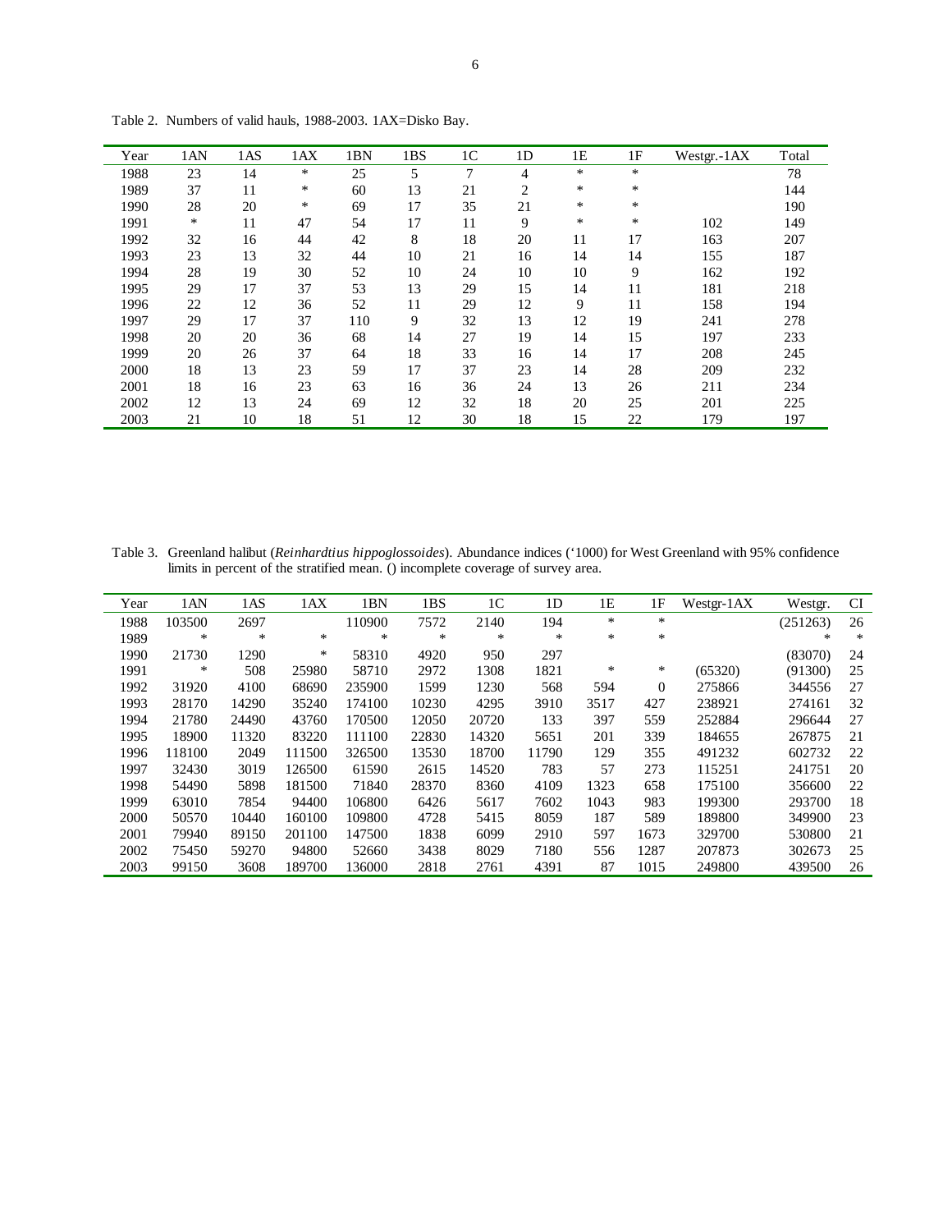Table 2. Numbers of valid hauls, 1988-2003. 1AX=Disko Bay.

| Year | 1AN | 1AS | 1AX | 1BN | 1BS | 1C | 1D | 1E | 1F | Westgr.-1AX | Total |
|---|---|---|---|---|---|---|---|---|---|---|---|
| 1988 | 23 | 14 | * | 25 | 5 | 7 | 4 | * | * | | 78 |
| 1989 | 37 | 11 | * | 60 | 13 | 21 | 2 | * | * | | 144 |
| 1990 | 28 | 20 | * | 69 | 17 | 35 | 21 | * | * | | 190 |
| 1991 | * | 11 | 47 | 54 | 17 | 11 | 9 | * | * | 102 | 149 |
| 1992 | 32 | 16 | 44 | 42 | 8 | 18 | 20 | 11 | 17 | 163 | 207 |
| 1993 | 23 | 13 | 32 | 44 | 10 | 21 | 16 | 14 | 14 | 155 | 187 |
| 1994 | 28 | 19 | 30 | 52 | 10 | 24 | 10 | 10 | 9 | 162 | 192 |
| 1995 | 29 | 17 | 37 | 53 | 13 | 29 | 15 | 14 | 11 | 181 | 218 |
| 1996 | 22 | 12 | 36 | 52 | 11 | 29 | 12 | 9 | 11 | 158 | 194 |
| 1997 | 29 | 17 | 37 | 110 | 9 | 32 | 13 | 12 | 19 | 241 | 278 |
| 1998 | 20 | 20 | 36 | 68 | 14 | 27 | 19 | 14 | 15 | 197 | 233 |
| 1999 | 20 | 26 | 37 | 64 | 18 | 33 | 16 | 14 | 17 | 208 | 245 |
| 2000 | 18 | 13 | 23 | 59 | 17 | 37 | 23 | 14 | 28 | 209 | 232 |
| 2001 | 18 | 16 | 23 | 63 | 16 | 36 | 24 | 13 | 26 | 211 | 234 |
| 2002 | 12 | 13 | 24 | 69 | 12 | 32 | 18 | 20 | 25 | 201 | 225 |
| 2003 | 21 | 10 | 18 | 51 | 12 | 30 | 18 | 15 | 22 | 179 | 197 |

Table 3. Greenland halibut (*Reinhardtius hippoglossoides*). Abundance indices ('1000) for West Greenland with 95% confidence limits in percent of the stratified mean. () incomplete coverage of survey area.

| Year | 1AN | 1AS | 1AX | 1BN | 1BS | 1C | 1D | 1E | 1F | Westgr-1AX | Westgr. | CI |
|---|---|---|---|---|---|---|---|---|---|---|---|---|
| 1988 | 103500 | 2697 | | 110900 | 7572 | 2140 | 194 | * | * | | (251263) | 26 |
| 1989 | * | * | * | * | * | * | * | * | * | | * | * |
| 1990 | 21730 | 1290 | * | 58310 | 4920 | 950 | 297 | | | | (83070) | 24 |
| 1991 | * | 508 | 25980 | 58710 | 2972 | 1308 | 1821 | * | * | (65320) | (91300) | 25 |
| 1992 | 31920 | 4100 | 68690 | 235900 | 1599 | 1230 | 568 | 594 | 0 | 275866 | 344556 | 27 |
| 1993 | 28170 | 14290 | 35240 | 174100 | 10230 | 4295 | 3910 | 3517 | 427 | 238921 | 274161 | 32 |
| 1994 | 21780 | 24490 | 43760 | 170500 | 12050 | 20720 | 133 | 397 | 559 | 252884 | 296644 | 27 |
| 1995 | 18900 | 11320 | 83220 | 111100 | 22830 | 14320 | 5651 | 201 | 339 | 184655 | 267875 | 21 |
| 1996 | 118100 | 2049 | 111500 | 326500 | 13530 | 18700 | 11790 | 129 | 355 | 491232 | 602732 | 22 |
| 1997 | 32430 | 3019 | 126500 | 61590 | 2615 | 14520 | 783 | 57 | 273 | 115251 | 241751 | 20 |
| 1998 | 54490 | 5898 | 181500 | 71840 | 28370 | 8360 | 4109 | 1323 | 658 | 175100 | 356600 | 22 |
| 1999 | 63010 | 7854 | 94400 | 106800 | 6426 | 5617 | 7602 | 1043 | 983 | 199300 | 293700 | 18 |
| 2000 | 50570 | 10440 | 160100 | 109800 | 4728 | 5415 | 8059 | 187 | 589 | 189800 | 349900 | 23 |
| 2001 | 79940 | 89150 | 201100 | 147500 | 1838 | 6099 | 2910 | 597 | 1673 | 329700 | 530800 | 21 |
| 2002 | 75450 | 59270 | 94800 | 52660 | 3438 | 8029 | 7180 | 556 | 1287 | 207873 | 302673 | 25 |
| 2003 | 99150 | 3608 | 189700 | 136000 | 2818 | 2761 | 4391 | 87 | 1015 | 249800 | 439500 | 26 |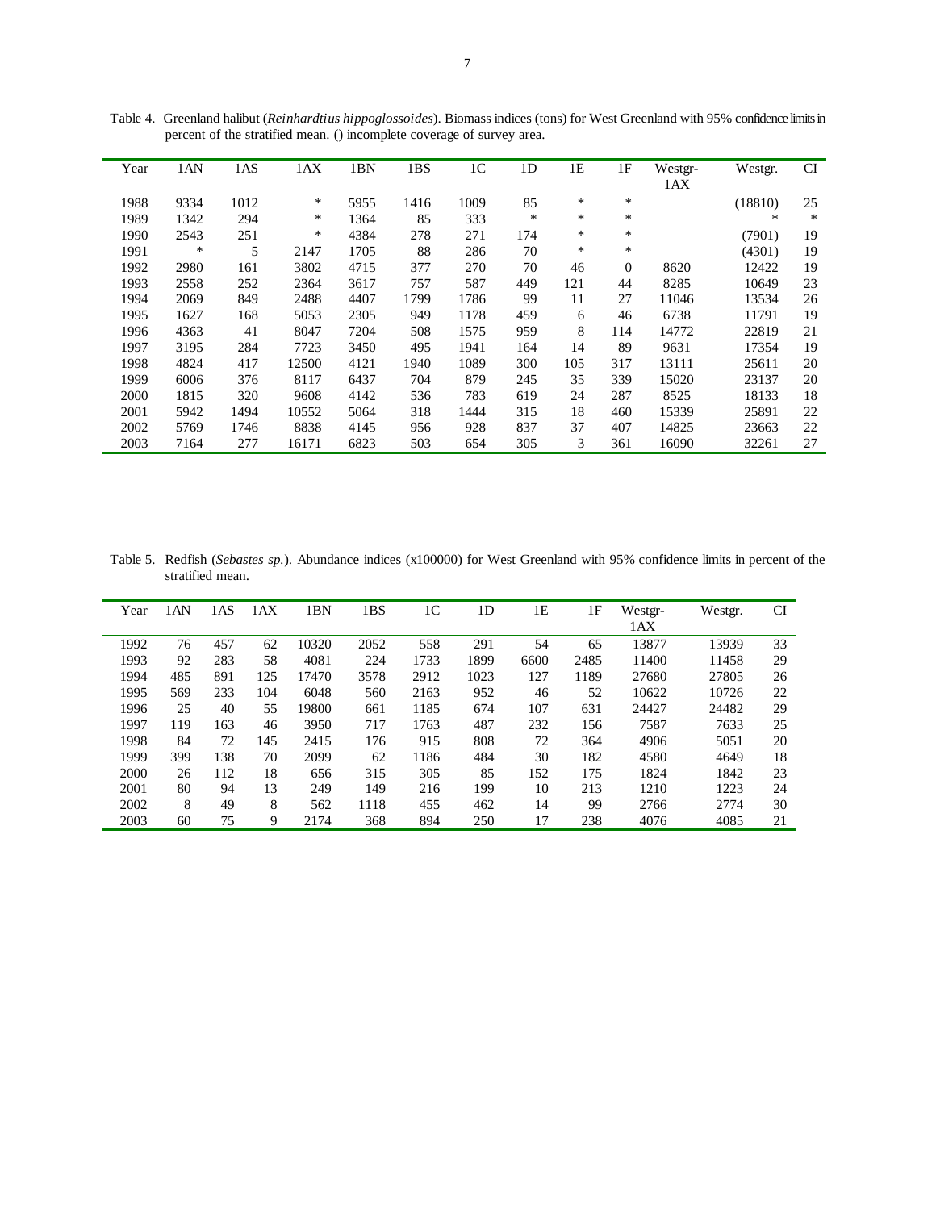Table 4. Greenland halibut (*Reinhardtius hippoglossoides*). Biomass indices (tons) for West Greenland with 95% confidence limits in percent of the stratified mean. () incomplete coverage of survey area.

| Year | 1AN | 1AS | 1AX | 1BN | 1BS | 1C | 1D | 1E | 1F | Westgr-1AX | Westgr. | CI |
|---|---|---|---|---|---|---|---|---|---|---|---|---|
| 1988 | 9334 | 1012 | * | 5955 | 1416 | 1009 | 85 | * | * | | (18810) | 25 |
| 1989 | 1342 | 294 | * | 1364 | 85 | 333 | * | * | * | | * | * |
| 1990 | 2543 | 251 | * | 4384 | 278 | 271 | 174 | * | * | | (7901) | 19 |
| 1991 | * | 5 | 2147 | 1705 | 88 | 286 | 70 | * | * | | (4301) | 19 |
| 1992 | 2980 | 161 | 3802 | 4715 | 377 | 270 | 70 | 46 | 0 | 8620 | 12422 | 19 |
| 1993 | 2558 | 252 | 2364 | 3617 | 757 | 587 | 449 | 121 | 44 | 8285 | 10649 | 23 |
| 1994 | 2069 | 849 | 2488 | 4407 | 1799 | 1786 | 99 | 11 | 27 | 11046 | 13534 | 26 |
| 1995 | 1627 | 168 | 5053 | 2305 | 949 | 1178 | 459 | 6 | 46 | 6738 | 11791 | 19 |
| 1996 | 4363 | 41 | 8047 | 7204 | 508 | 1575 | 959 | 8 | 114 | 14772 | 22819 | 21 |
| 1997 | 3195 | 284 | 7723 | 3450 | 495 | 1941 | 164 | 14 | 89 | 9631 | 17354 | 19 |
| 1998 | 4824 | 417 | 12500 | 4121 | 1940 | 1089 | 300 | 105 | 317 | 13111 | 25611 | 20 |
| 1999 | 6006 | 376 | 8117 | 6437 | 704 | 879 | 245 | 35 | 339 | 15020 | 23137 | 20 |
| 2000 | 1815 | 320 | 9608 | 4142 | 536 | 783 | 619 | 24 | 287 | 8525 | 18133 | 18 |
| 2001 | 5942 | 1494 | 10552 | 5064 | 318 | 1444 | 315 | 18 | 460 | 15339 | 25891 | 22 |
| 2002 | 5769 | 1746 | 8838 | 4145 | 956 | 928 | 837 | 37 | 407 | 14825 | 23663 | 22 |
| 2003 | 7164 | 277 | 16171 | 6823 | 503 | 654 | 305 | 3 | 361 | 16090 | 32261 | 27 |

Table 5. Redfish (*Sebastes sp.*). Abundance indices (x100000) for West Greenland with 95% confidence limits in percent of the stratified mean.

| Year | 1AN | 1AS | 1AX | 1BN | 1BS | 1C | 1D | 1E | 1F | Westgr-1AX | Westgr. | CI |
|---|---|---|---|---|---|---|---|---|---|---|---|---|
| 1992 | 76 | 457 | 62 | 10320 | 2052 | 558 | 291 | 54 | 65 | 13877 | 13939 | 33 |
| 1993 | 92 | 283 | 58 | 4081 | 224 | 1733 | 1899 | 6600 | 2485 | 11400 | 11458 | 29 |
| 1994 | 485 | 891 | 125 | 17470 | 3578 | 2912 | 1023 | 127 | 1189 | 27680 | 27805 | 26 |
| 1995 | 569 | 233 | 104 | 6048 | 560 | 2163 | 952 | 46 | 52 | 10622 | 10726 | 22 |
| 1996 | 25 | 40 | 55 | 19800 | 661 | 1185 | 674 | 107 | 631 | 24427 | 24482 | 29 |
| 1997 | 119 | 163 | 46 | 3950 | 717 | 1763 | 487 | 232 | 156 | 7587 | 7633 | 25 |
| 1998 | 84 | 72 | 145 | 2415 | 176 | 915 | 808 | 72 | 364 | 4906 | 5051 | 20 |
| 1999 | 399 | 138 | 70 | 2099 | 62 | 1186 | 484 | 30 | 182 | 4580 | 4649 | 18 |
| 2000 | 26 | 112 | 18 | 656 | 315 | 305 | 85 | 152 | 175 | 1824 | 1842 | 23 |
| 2001 | 80 | 94 | 13 | 249 | 149 | 216 | 199 | 10 | 213 | 1210 | 1223 | 24 |
| 2002 | 8 | 49 | 8 | 562 | 1118 | 455 | 462 | 14 | 99 | 2766 | 2774 | 30 |
| 2003 | 60 | 75 | 9 | 2174 | 368 | 894 | 250 | 17 | 238 | 4076 | 4085 | 21 |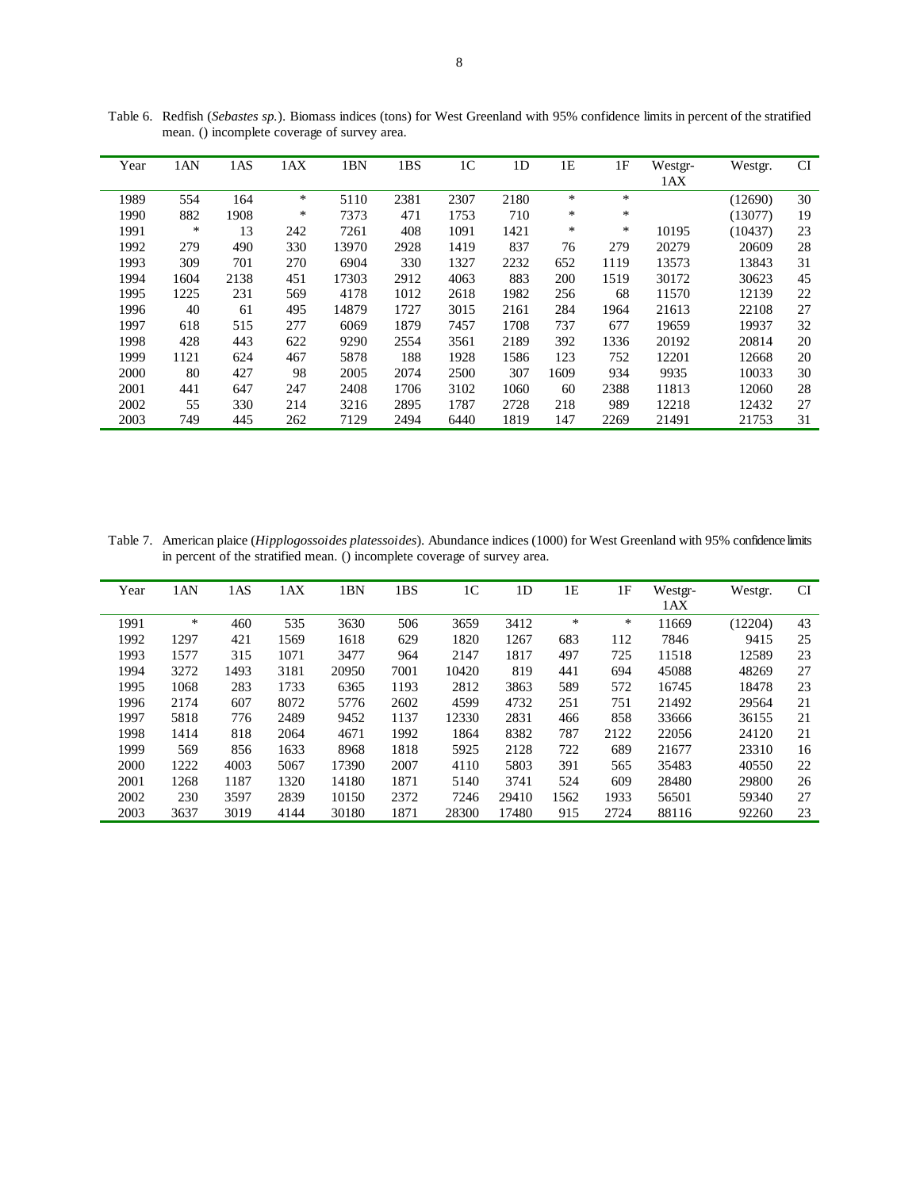Table 6. Redfish (*Sebastes sp.*). Biomass indices (tons) for West Greenland with 95% confidence limits in percent of the stratified mean. () incomplete coverage of survey area.

| Year | 1AN | 1AS | 1AX | 1BN | 1BS | 1C | 1D | 1E | 1F | Westgr-1AX | Westgr. | CI |
|---|---|---|---|---|---|---|---|---|---|---|---|---|
| 1989 | 554 | 164 | * | 5110 | 2381 | 2307 | 2180 | * | * | | (12690) | 30 |
| 1990 | 882 | 1908 | * | 7373 | 471 | 1753 | 710 | * | * | | (13077) | 19 |
| 1991 | * | 13 | 242 | 7261 | 408 | 1091 | 1421 | * | * | 10195 | (10437) | 23 |
| 1992 | 279 | 490 | 330 | 13970 | 2928 | 1419 | 837 | 76 | 279 | 20279 | 20609 | 28 |
| 1993 | 309 | 701 | 270 | 6904 | 330 | 1327 | 2232 | 652 | 1119 | 13573 | 13843 | 31 |
| 1994 | 1604 | 2138 | 451 | 17303 | 2912 | 4063 | 883 | 200 | 1519 | 30172 | 30623 | 45 |
| 1995 | 1225 | 231 | 569 | 4178 | 1012 | 2618 | 1982 | 256 | 68 | 11570 | 12139 | 22 |
| 1996 | 40 | 61 | 495 | 14879 | 1727 | 3015 | 2161 | 284 | 1964 | 21613 | 22108 | 27 |
| 1997 | 618 | 515 | 277 | 6069 | 1879 | 7457 | 1708 | 737 | 677 | 19659 | 19937 | 32 |
| 1998 | 428 | 443 | 622 | 9290 | 2554 | 3561 | 2189 | 392 | 1336 | 20192 | 20814 | 20 |
| 1999 | 1121 | 624 | 467 | 5878 | 188 | 1928 | 1586 | 123 | 752 | 12201 | 12668 | 20 |
| 2000 | 80 | 427 | 98 | 2005 | 2074 | 2500 | 307 | 1609 | 934 | 9935 | 10033 | 30 |
| 2001 | 441 | 647 | 247 | 2408 | 1706 | 3102 | 1060 | 60 | 2388 | 11813 | 12060 | 28 |
| 2002 | 55 | 330 | 214 | 3216 | 2895 | 1787 | 2728 | 218 | 989 | 12218 | 12432 | 27 |
| 2003 | 749 | 445 | 262 | 7129 | 2494 | 6440 | 1819 | 147 | 2269 | 21491 | 21753 | 31 |

Table 7. American plaice (*Hipplogossoides platessoides*). Abundance indices (1000) for West Greenland with 95% confidence limits in percent of the stratified mean. () incomplete coverage of survey area.

| Year | 1AN | 1AS | 1AX | 1BN | 1BS | 1C | 1D | 1E | 1F | Westgr-1AX | Westgr. | CI |
|---|---|---|---|---|---|---|---|---|---|---|---|---|
| 1991 | * | 460 | 535 | 3630 | 506 | 3659 | 3412 | * | * | 11669 | (12204) | 43 |
| 1992 | 1297 | 421 | 1569 | 1618 | 629 | 1820 | 1267 | 683 | 112 | 7846 | 9415 | 25 |
| 1993 | 1577 | 315 | 1071 | 3477 | 964 | 2147 | 1817 | 497 | 725 | 11518 | 12589 | 23 |
| 1994 | 3272 | 1493 | 3181 | 20950 | 7001 | 10420 | 819 | 441 | 694 | 45088 | 48269 | 27 |
| 1995 | 1068 | 283 | 1733 | 6365 | 1193 | 2812 | 3863 | 589 | 572 | 16745 | 18478 | 23 |
| 1996 | 2174 | 607 | 8072 | 5776 | 2602 | 4599 | 4732 | 251 | 751 | 21492 | 29564 | 21 |
| 1997 | 5818 | 776 | 2489 | 9452 | 1137 | 12330 | 2831 | 466 | 858 | 33666 | 36155 | 21 |
| 1998 | 1414 | 818 | 2064 | 4671 | 1992 | 1864 | 8382 | 787 | 2122 | 22056 | 24120 | 21 |
| 1999 | 569 | 856 | 1633 | 8968 | 1818 | 5925 | 2128 | 722 | 689 | 21677 | 23310 | 16 |
| 2000 | 1222 | 4003 | 5067 | 17390 | 2007 | 4110 | 5803 | 391 | 565 | 35483 | 40550 | 22 |
| 2001 | 1268 | 1187 | 1320 | 14180 | 1871 | 5140 | 3741 | 524 | 609 | 28480 | 29800 | 26 |
| 2002 | 230 | 3597 | 2839 | 10150 | 2372 | 7246 | 29410 | 1562 | 1933 | 56501 | 59340 | 27 |
| 2003 | 3637 | 3019 | 4144 | 30180 | 1871 | 28300 | 17480 | 915 | 2724 | 88116 | 92260 | 23 |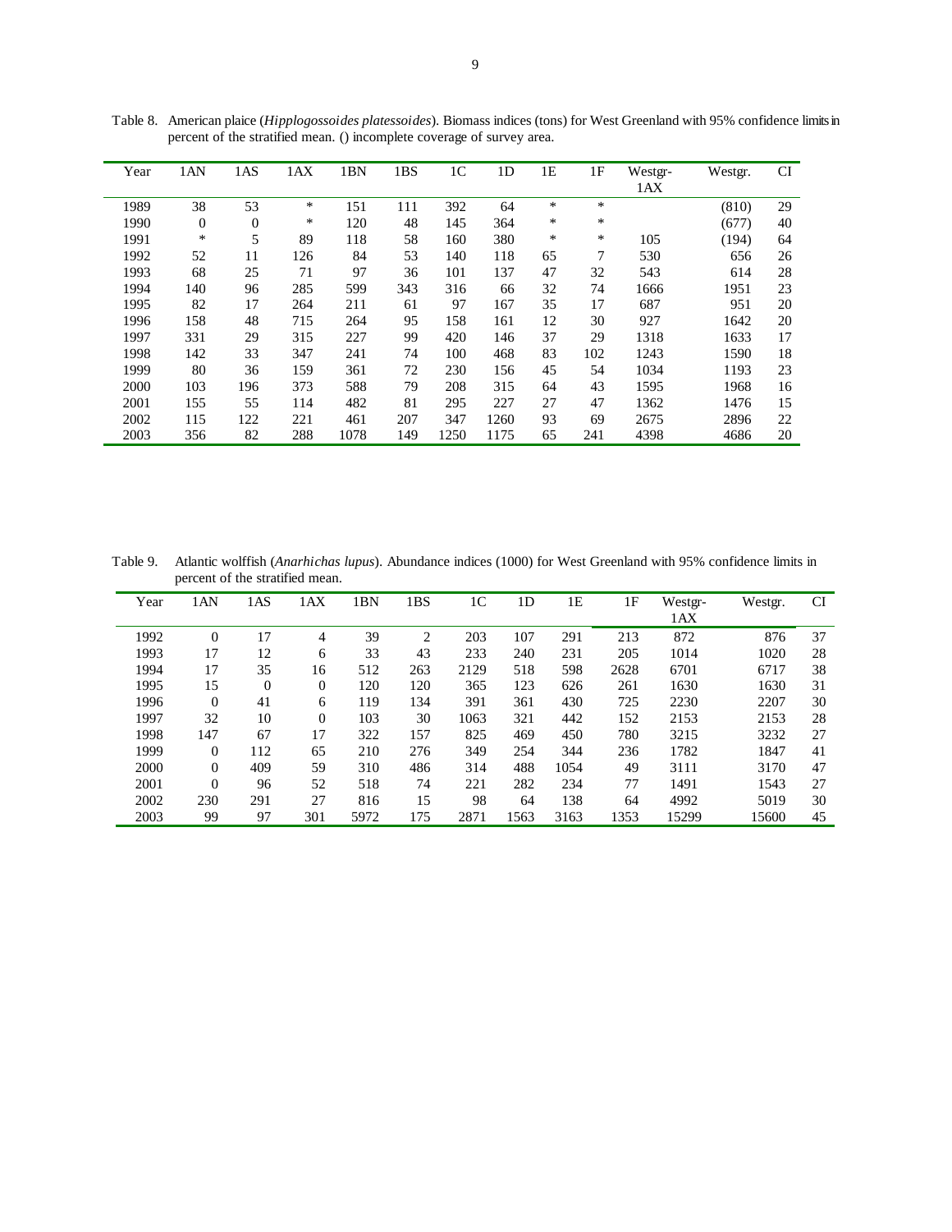Table 8. American plaice (*Hipplogossoides platessoides*). Biomass indices (tons) for West Greenland with 95% confidence limits in percent of the stratified mean. () incomplete coverage of survey area.

| Year | 1AN | 1AS | 1AX | 1BN | 1BS | 1C | 1D | 1E | 1F | Westgr-1AX | Westgr. | CI |
|---|---|---|---|---|---|---|---|---|---|---|---|---|
| 1989 | 38 | 53 | * | 151 | 111 | 392 | 64 | * | * | | (810) | 29 |
| 1990 | 0 | 0 | * | 120 | 48 | 145 | 364 | * | * | | (677) | 40 |
| 1991 | * | 5 | 89 | 118 | 58 | 160 | 380 | * | * | 105 | (194) | 64 |
| 1992 | 52 | 11 | 126 | 84 | 53 | 140 | 118 | 65 | 7 | 530 | 656 | 26 |
| 1993 | 68 | 25 | 71 | 97 | 36 | 101 | 137 | 47 | 32 | 543 | 614 | 28 |
| 1994 | 140 | 96 | 285 | 599 | 343 | 316 | 66 | 32 | 74 | 1666 | 1951 | 23 |
| 1995 | 82 | 17 | 264 | 211 | 61 | 97 | 167 | 35 | 17 | 687 | 951 | 20 |
| 1996 | 158 | 48 | 715 | 264 | 95 | 158 | 161 | 12 | 30 | 927 | 1642 | 20 |
| 1997 | 331 | 29 | 315 | 227 | 99 | 420 | 146 | 37 | 29 | 1318 | 1633 | 17 |
| 1998 | 142 | 33 | 347 | 241 | 74 | 100 | 468 | 83 | 102 | 1243 | 1590 | 18 |
| 1999 | 80 | 36 | 159 | 361 | 72 | 230 | 156 | 45 | 54 | 1034 | 1193 | 23 |
| 2000 | 103 | 196 | 373 | 588 | 79 | 208 | 315 | 64 | 43 | 1595 | 1968 | 16 |
| 2001 | 155 | 55 | 114 | 482 | 81 | 295 | 227 | 27 | 47 | 1362 | 1476 | 15 |
| 2002 | 115 | 122 | 221 | 461 | 207 | 347 | 1260 | 93 | 69 | 2675 | 2896 | 22 |
| 2003 | 356 | 82 | 288 | 1078 | 149 | 1250 | 1175 | 65 | 241 | 4398 | 4686 | 20 |

Table 9. Atlantic wolffish (*Anarhichas lupus*). Abundance indices (1000) for West Greenland with 95% confidence limits in percent of the stratified mean.

| Year | 1AN | 1AS | 1AX | 1BN | 1BS | 1C | 1D | 1E | 1F | Westgr-1AX | Westgr. | CI |
|---|---|---|---|---|---|---|---|---|---|---|---|---|
| 1992 | 0 | 17 | 4 | 39 | 2 | 203 | 107 | 291 | 213 | 872 | 876 | 37 |
| 1993 | 17 | 12 | 6 | 33 | 43 | 233 | 240 | 231 | 205 | 1014 | 1020 | 28 |
| 1994 | 17 | 35 | 16 | 512 | 263 | 2129 | 518 | 598 | 2628 | 6701 | 6717 | 38 |
| 1995 | 15 | 0 | 0 | 120 | 120 | 365 | 123 | 626 | 261 | 1630 | 1630 | 31 |
| 1996 | 0 | 41 | 6 | 119 | 134 | 391 | 361 | 430 | 725 | 2230 | 2207 | 30 |
| 1997 | 32 | 10 | 0 | 103 | 30 | 1063 | 321 | 442 | 152 | 2153 | 2153 | 28 |
| 1998 | 147 | 67 | 17 | 322 | 157 | 825 | 469 | 450 | 780 | 3215 | 3232 | 27 |
| 1999 | 0 | 112 | 65 | 210 | 276 | 349 | 254 | 344 | 236 | 1782 | 1847 | 41 |
| 2000 | 0 | 409 | 59 | 310 | 486 | 314 | 488 | 1054 | 49 | 3111 | 3170 | 47 |
| 2001 | 0 | 96 | 52 | 518 | 74 | 221 | 282 | 234 | 77 | 1491 | 1543 | 27 |
| 2002 | 230 | 291 | 27 | 816 | 15 | 98 | 64 | 138 | 64 | 4992 | 5019 | 30 |
| 2003 | 99 | 97 | 301 | 5972 | 175 | 2871 | 1563 | 3163 | 1353 | 15299 | 15600 | 45 |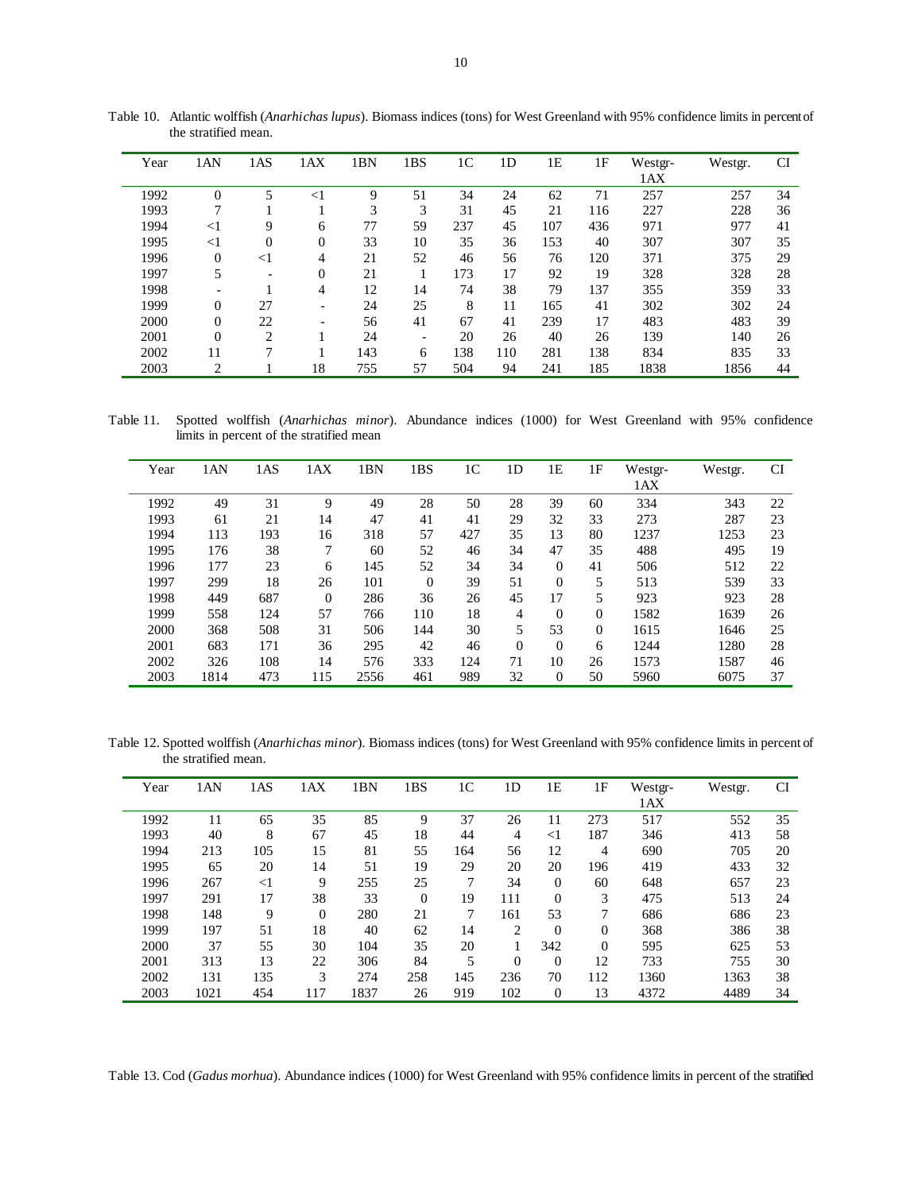Table 10. Atlantic wolffish (*Anarhichas lupus*). Biomass indices (tons) for West Greenland with 95% confidence limits in percent of the stratified mean.

| Year | 1AN | 1AS | 1AX | 1BN | 1BS | 1C | 1D | 1E | 1F | Westgr-1AX | Westgr. | CI |
|---|---|---|---|---|---|---|---|---|---|---|---|---|
| 1992 | 0 | 5 | <1 | 9 | 51 | 34 | 24 | 62 | 71 | 257 | 257 | 34 |
| 1993 | 7 | 1 | 1 | 3 | 3 | 31 | 45 | 21 | 116 | 227 | 228 | 36 |
| 1994 | <1 | 9 | 6 | 77 | 59 | 237 | 45 | 107 | 436 | 971 | 977 | 41 |
| 1995 | <1 | 0 | 0 | 33 | 10 | 35 | 36 | 153 | 40 | 307 | 307 | 35 |
| 1996 | 0 | <1 | 4 | 21 | 52 | 46 | 56 | 76 | 120 | 371 | 375 | 29 |
| 1997 | 5 | - | 0 | 21 | 1 | 173 | 17 | 92 | 19 | 328 | 328 | 28 |
| 1998 | - | 1 | 4 | 12 | 14 | 74 | 38 | 79 | 137 | 355 | 359 | 33 |
| 1999 | 0 | 27 | - | 24 | 25 | 8 | 11 | 165 | 41 | 302 | 302 | 24 |
| 2000 | 0 | 22 | - | 56 | 41 | 67 | 41 | 239 | 17 | 483 | 483 | 39 |
| 2001 | 0 | 2 | 1 | 24 | - | 20 | 26 | 40 | 26 | 139 | 140 | 26 |
| 2002 | 11 | 7 | 1 | 143 | 6 | 138 | 110 | 281 | 138 | 834 | 835 | 33 |
| 2003 | 2 | 1 | 18 | 755 | 57 | 504 | 94 | 241 | 185 | 1838 | 1856 | 44 |

Table 11. Spotted wolffish (*Anarhichas minor*). Abundance indices (1000) for West Greenland with 95% confidence limits in percent of the stratified mean

| Year | 1AN | 1AS | 1AX | 1BN | 1BS | 1C | 1D | 1E | 1F | Westgr-1AX | Westgr. | CI |
|---|---|---|---|---|---|---|---|---|---|---|---|---|
| 1992 | 49 | 31 | 9 | 49 | 28 | 50 | 28 | 39 | 60 | 334 | 343 | 22 |
| 1993 | 61 | 21 | 14 | 47 | 41 | 41 | 29 | 32 | 33 | 273 | 287 | 23 |
| 1994 | 113 | 193 | 16 | 318 | 57 | 427 | 35 | 13 | 80 | 1237 | 1253 | 23 |
| 1995 | 176 | 38 | 7 | 60 | 52 | 46 | 34 | 47 | 35 | 488 | 495 | 19 |
| 1996 | 177 | 23 | 6 | 145 | 52 | 34 | 34 | 0 | 41 | 506 | 512 | 22 |
| 1997 | 299 | 18 | 26 | 101 | 0 | 39 | 51 | 0 | 5 | 513 | 539 | 33 |
| 1998 | 449 | 687 | 0 | 286 | 36 | 26 | 45 | 17 | 5 | 923 | 923 | 28 |
| 1999 | 558 | 124 | 57 | 766 | 110 | 18 | 4 | 0 | 0 | 1582 | 1639 | 26 |
| 2000 | 368 | 508 | 31 | 506 | 144 | 30 | 5 | 53 | 0 | 1615 | 1646 | 25 |
| 2001 | 683 | 171 | 36 | 295 | 42 | 46 | 0 | 0 | 6 | 1244 | 1280 | 28 |
| 2002 | 326 | 108 | 14 | 576 | 333 | 124 | 71 | 10 | 26 | 1573 | 1587 | 46 |
| 2003 | 1814 | 473 | 115 | 2556 | 461 | 989 | 32 | 0 | 50 | 5960 | 6075 | 37 |

Table 12. Spotted wolffish (*Anarhichas minor*). Biomass indices (tons) for West Greenland with 95% confidence limits in percent of the stratified mean.

| Year | 1AN | 1AS | 1AX | 1BN | 1BS | 1C | 1D | 1E | 1F | Westgr-1AX | Westgr. | CI |
|---|---|---|---|---|---|---|---|---|---|---|---|---|
| 1992 | 11 | 65 | 35 | 85 | 9 | 37 | 26 | 11 | 273 | 517 | 552 | 35 |
| 1993 | 40 | 8 | 67 | 45 | 18 | 44 | 4 | <1 | 187 | 346 | 413 | 58 |
| 1994 | 213 | 105 | 15 | 81 | 55 | 164 | 56 | 12 | 4 | 690 | 705 | 20 |
| 1995 | 65 | 20 | 14 | 51 | 19 | 29 | 20 | 20 | 196 | 419 | 433 | 32 |
| 1996 | 267 | <1 | 9 | 255 | 25 | 7 | 34 | 0 | 60 | 648 | 657 | 23 |
| 1997 | 291 | 17 | 38 | 33 | 0 | 19 | 111 | 0 | 3 | 475 | 513 | 24 |
| 1998 | 148 | 9 | 0 | 280 | 21 | 7 | 161 | 53 | 7 | 686 | 686 | 23 |
| 1999 | 197 | 51 | 18 | 40 | 62 | 14 | 2 | 0 | 0 | 368 | 386 | 38 |
| 2000 | 37 | 55 | 30 | 104 | 35 | 20 | 1 | 342 | 0 | 595 | 625 | 53 |
| 2001 | 313 | 13 | 22 | 306 | 84 | 5 | 0 | 0 | 12 | 733 | 755 | 30 |
| 2002 | 131 | 135 | 3 | 274 | 258 | 145 | 236 | 70 | 112 | 1360 | 1363 | 38 |
| 2003 | 1021 | 454 | 117 | 1837 | 26 | 919 | 102 | 0 | 13 | 4372 | 4489 | 34 |

Table 13. Cod (*Gadus morhua*). Abundance indices (1000) for West Greenland with 95% confidence limits in percent of the stratified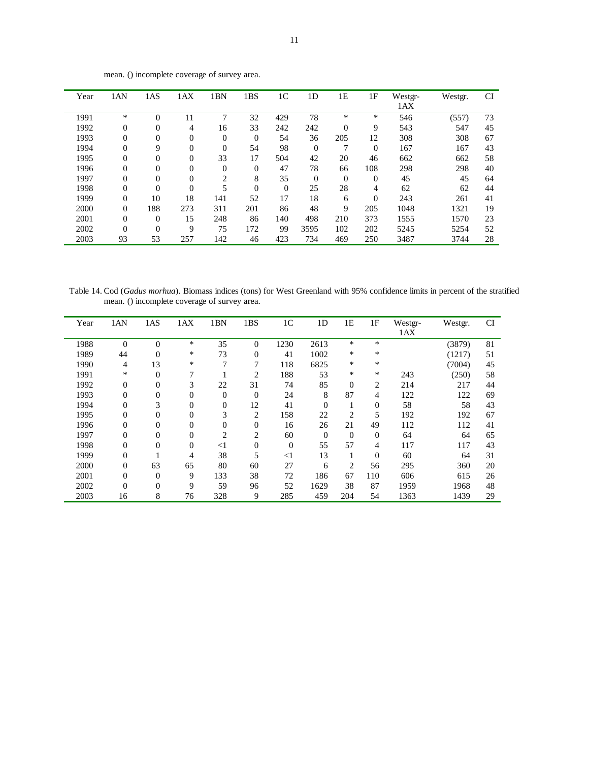mean. () incomplete coverage of survey area.

| Year | 1AN | 1AS | 1AX | 1BN | 1BS | 1C | 1D | 1E | 1F | Westgr-1AX | Westgr. | CI |
|---|---|---|---|---|---|---|---|---|---|---|---|---|
| 1991 | * | 0 | 11 | 7 | 32 | 429 | 78 | * | * | 546 | (557) | 73 |
| 1992 | 0 | 0 | 4 | 16 | 33 | 242 | 242 | 0 | 9 | 543 | 547 | 45 |
| 1993 | 0 | 0 | 0 | 0 | 0 | 54 | 36 | 205 | 12 | 308 | 308 | 67 |
| 1994 | 0 | 9 | 0 | 0 | 54 | 98 | 0 | 7 | 0 | 167 | 167 | 43 |
| 1995 | 0 | 0 | 0 | 33 | 17 | 504 | 42 | 20 | 46 | 662 | 662 | 58 |
| 1996 | 0 | 0 | 0 | 0 | 0 | 47 | 78 | 66 | 108 | 298 | 298 | 40 |
| 1997 | 0 | 0 | 0 | 2 | 8 | 35 | 0 | 0 | 0 | 45 | 45 | 64 |
| 1998 | 0 | 0 | 0 | 5 | 0 | 0 | 25 | 28 | 4 | 62 | 62 | 44 |
| 1999 | 0 | 10 | 18 | 141 | 52 | 17 | 18 | 6 | 0 | 243 | 261 | 41 |
| 2000 | 0 | 188 | 273 | 311 | 201 | 86 | 48 | 9 | 205 | 1048 | 1321 | 19 |
| 2001 | 0 | 0 | 15 | 248 | 86 | 140 | 498 | 210 | 373 | 1555 | 1570 | 23 |
| 2002 | 0 | 0 | 9 | 75 | 172 | 99 | 3595 | 102 | 202 | 5245 | 5254 | 52 |
| 2003 | 93 | 53 | 257 | 142 | 46 | 423 | 734 | 469 | 250 | 3487 | 3744 | 28 |

Table 14. Cod (*Gadus morhua*). Biomass indices (tons) for West Greenland with 95% confidence limits in percent of the stratified mean. () incomplete coverage of survey area.

| Year | 1AN | 1AS | 1AX | 1BN | 1BS | 1C | 1D | 1E | 1F | Westgr-1AX | Westgr. | CI |
|---|---|---|---|---|---|---|---|---|---|---|---|---|
| 1988 | 0 | 0 | * | 35 | 0 | 1230 | 2613 | * | * | | (3879) | 81 |
| 1989 | 44 | 0 | * | 73 | 0 | 41 | 1002 | * | * | | (1217) | 51 |
| 1990 | 4 | 13 | * | 7 | 7 | 118 | 6825 | * | * | | (7004) | 45 |
| 1991 | * | 0 | 7 | 1 | 2 | 188 | 53 | * | * | 243 | (250) | 58 |
| 1992 | 0 | 0 | 3 | 22 | 31 | 74 | 85 | 0 | 2 | 214 | 217 | 44 |
| 1993 | 0 | 0 | 0 | 0 | 0 | 24 | 8 | 87 | 4 | 122 | 122 | 69 |
| 1994 | 0 | 3 | 0 | 0 | 12 | 41 | 0 | 1 | 0 | 58 | 58 | 43 |
| 1995 | 0 | 0 | 0 | 3 | 2 | 158 | 22 | 2 | 5 | 192 | 192 | 67 |
| 1996 | 0 | 0 | 0 | 0 | 0 | 16 | 26 | 21 | 49 | 112 | 112 | 41 |
| 1997 | 0 | 0 | 0 | 2 | 2 | 60 | 0 | 0 | 0 | 64 | 64 | 65 |
| 1998 | 0 | 0 | 0 | <1 | 0 | 0 | 55 | 57 | 4 | 117 | 117 | 43 |
| 1999 | 0 | 1 | 4 | 38 | 5 | <1 | 13 | 1 | 0 | 60 | 64 | 31 |
| 2000 | 0 | 63 | 65 | 80 | 60 | 27 | 6 | 2 | 56 | 295 | 360 | 20 |
| 2001 | 0 | 0 | 9 | 133 | 38 | 72 | 186 | 67 | 110 | 606 | 615 | 26 |
| 2002 | 0 | 0 | 9 | 59 | 96 | 52 | 1629 | 38 | 87 | 1959 | 1968 | 48 |
| 2003 | 16 | 8 | 76 | 328 | 9 | 285 | 459 | 204 | 54 | 1363 | 1439 | 29 |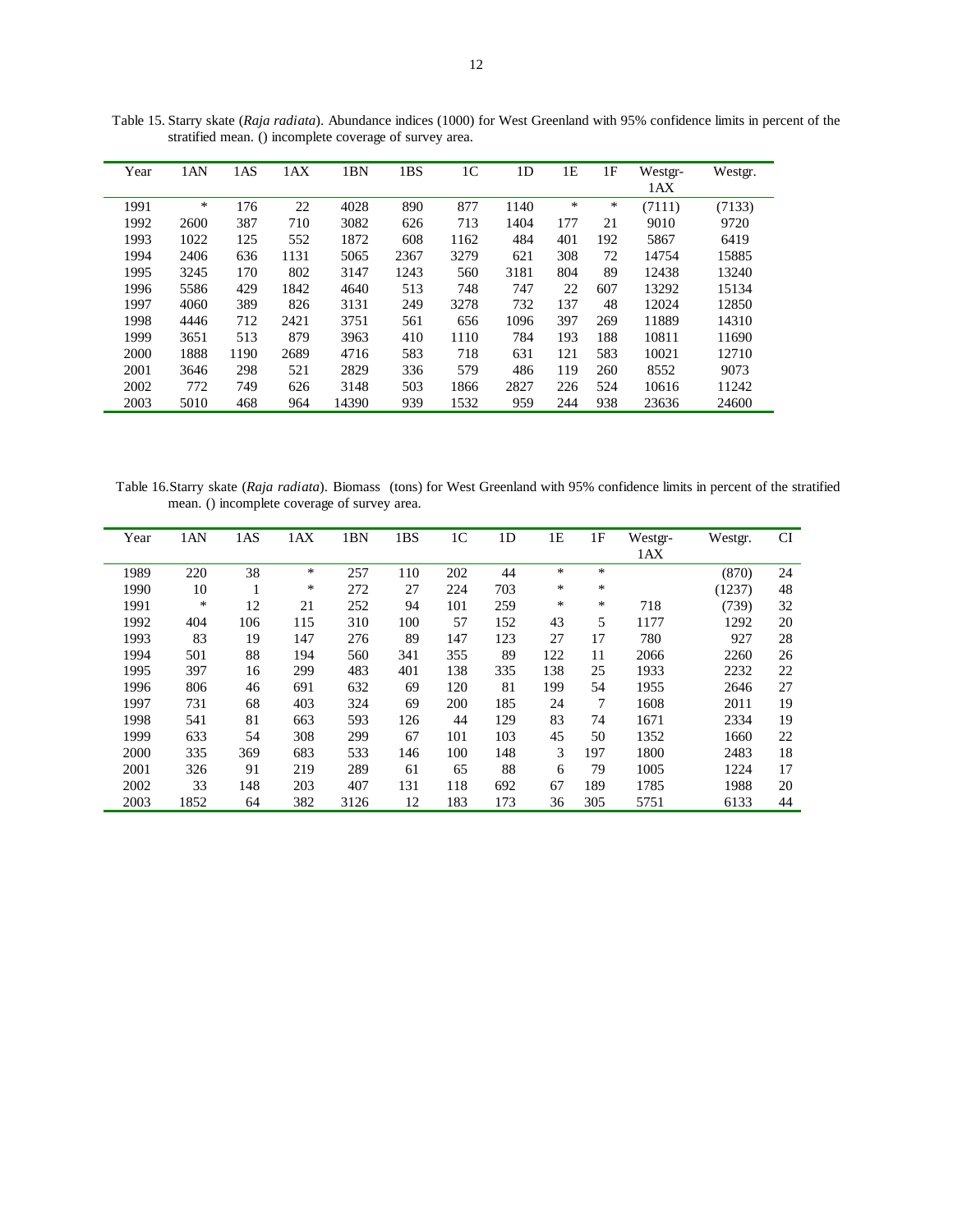Table 15. Starry skate (*Raja radiata*). Abundance indices (1000) for West Greenland with 95% confidence limits in percent of the stratified mean. () incomplete coverage of survey area.

| Year | 1AN | 1AS | 1AX | 1BN | 1BS | 1C | 1D | 1E | 1F | Westgr-1AX | Westgr. |
|---|---|---|---|---|---|---|---|---|---|---|---|
| 1991 | * | 176 | 22 | 4028 | 890 | 877 | 1140 | * | * | (7111) | (7133) |
| 1992 | 2600 | 387 | 710 | 3082 | 626 | 713 | 1404 | 177 | 21 | 9010 | 9720 |
| 1993 | 1022 | 125 | 552 | 1872 | 608 | 1162 | 484 | 401 | 192 | 5867 | 6419 |
| 1994 | 2406 | 636 | 1131 | 5065 | 2367 | 3279 | 621 | 308 | 72 | 14754 | 15885 |
| 1995 | 3245 | 170 | 802 | 3147 | 1243 | 560 | 3181 | 804 | 89 | 12438 | 13240 |
| 1996 | 5586 | 429 | 1842 | 4640 | 513 | 748 | 747 | 22 | 607 | 13292 | 15134 |
| 1997 | 4060 | 389 | 826 | 3131 | 249 | 3278 | 732 | 137 | 48 | 12024 | 12850 |
| 1998 | 4446 | 712 | 2421 | 3751 | 561 | 656 | 1096 | 397 | 269 | 11889 | 14310 |
| 1999 | 3651 | 513 | 879 | 3963 | 410 | 1110 | 784 | 193 | 188 | 10811 | 11690 |
| 2000 | 1888 | 1190 | 2689 | 4716 | 583 | 718 | 631 | 121 | 583 | 10021 | 12710 |
| 2001 | 3646 | 298 | 521 | 2829 | 336 | 579 | 486 | 119 | 260 | 8552 | 9073 |
| 2002 | 772 | 749 | 626 | 3148 | 503 | 1866 | 2827 | 226 | 524 | 10616 | 11242 |
| 2003 | 5010 | 468 | 964 | 14390 | 939 | 1532 | 959 | 244 | 938 | 23636 | 24600 |

Table 16. Starry skate (*Raja radiata*). Biomass (tons) for West Greenland with 95% confidence limits in percent of the stratified mean. () incomplete coverage of survey area.

| Year | 1AN | 1AS | 1AX | 1BN | 1BS | 1C | 1D | 1E | 1F | Westgr-1AX | Westgr. | CI |
|---|---|---|---|---|---|---|---|---|---|---|---|---|
| 1989 | 220 | 38 | * | 257 | 110 | 202 | 44 | * | * | | (870) | 24 |
| 1990 | 10 | 1 | * | 272 | 27 | 224 | 703 | * | * | | (1237) | 48 |
| 1991 | * | 12 | 21 | 252 | 94 | 101 | 259 | * | * | 718 | (739) | 32 |
| 1992 | 404 | 106 | 115 | 310 | 100 | 57 | 152 | 43 | 5 | 1177 | 1292 | 20 |
| 1993 | 83 | 19 | 147 | 276 | 89 | 147 | 123 | 27 | 17 | 780 | 927 | 28 |
| 1994 | 501 | 88 | 194 | 560 | 341 | 355 | 89 | 122 | 11 | 2066 | 2260 | 26 |
| 1995 | 397 | 16 | 299 | 483 | 401 | 138 | 335 | 138 | 25 | 1933 | 2232 | 22 |
| 1996 | 806 | 46 | 691 | 632 | 69 | 120 | 81 | 199 | 54 | 1955 | 2646 | 27 |
| 1997 | 731 | 68 | 403 | 324 | 69 | 200 | 185 | 24 | 7 | 1608 | 2011 | 19 |
| 1998 | 541 | 81 | 663 | 593 | 126 | 44 | 129 | 83 | 74 | 1671 | 2334 | 19 |
| 1999 | 633 | 54 | 308 | 299 | 67 | 101 | 103 | 45 | 50 | 1352 | 1660 | 22 |
| 2000 | 335 | 369 | 683 | 533 | 146 | 100 | 148 | 3 | 197 | 1800 | 2483 | 18 |
| 2001 | 326 | 91 | 219 | 289 | 61 | 65 | 88 | 6 | 79 | 1005 | 1224 | 17 |
| 2002 | 33 | 148 | 203 | 407 | 131 | 118 | 692 | 67 | 189 | 1785 | 1988 | 20 |
| 2003 | 1852 | 64 | 382 | 3126 | 12 | 183 | 173 | 36 | 305 | 5751 | 6133 | 44 |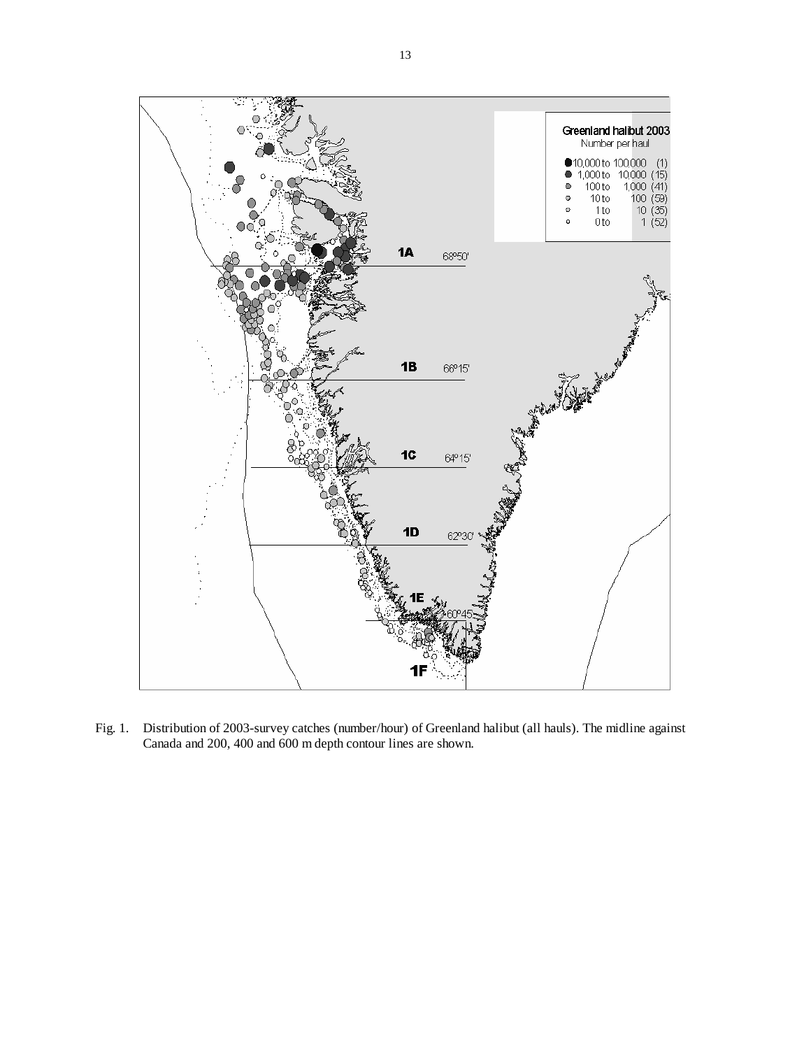Fig. 1. Distribution of 2003-survey catches (number/hour) of Greenland halibut (all hauls). The midline against Canada and 200, 400 and 600 m depth contour lines are shown.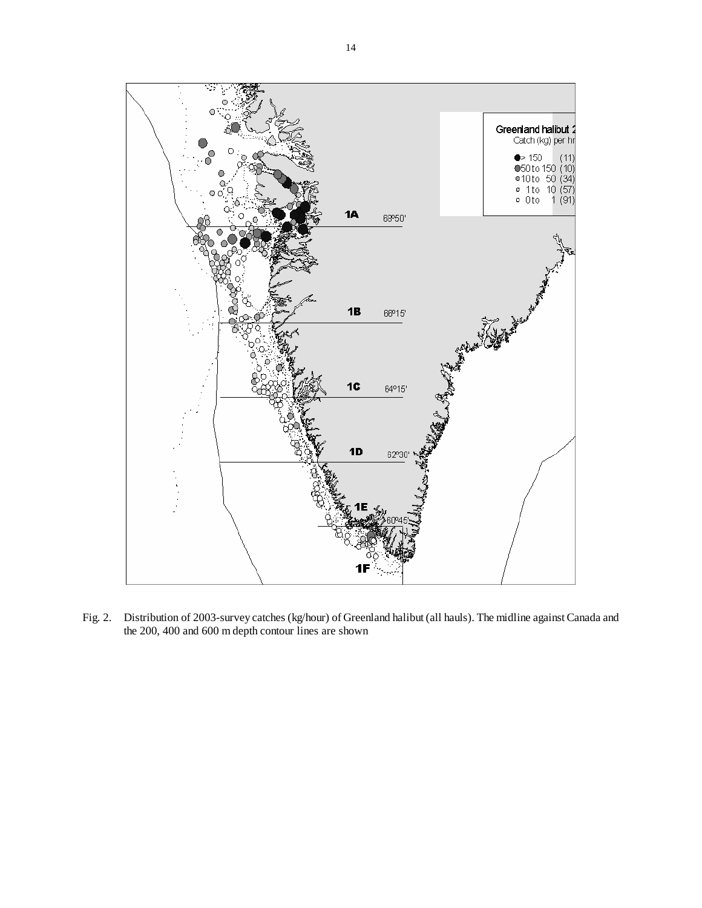Fig. 2. Distribution of 2003-survey catches (kg/hour) of Greenland halibut (all hauls). The midline against Canada and the 200, 400 and 600 m depth contour lines are shown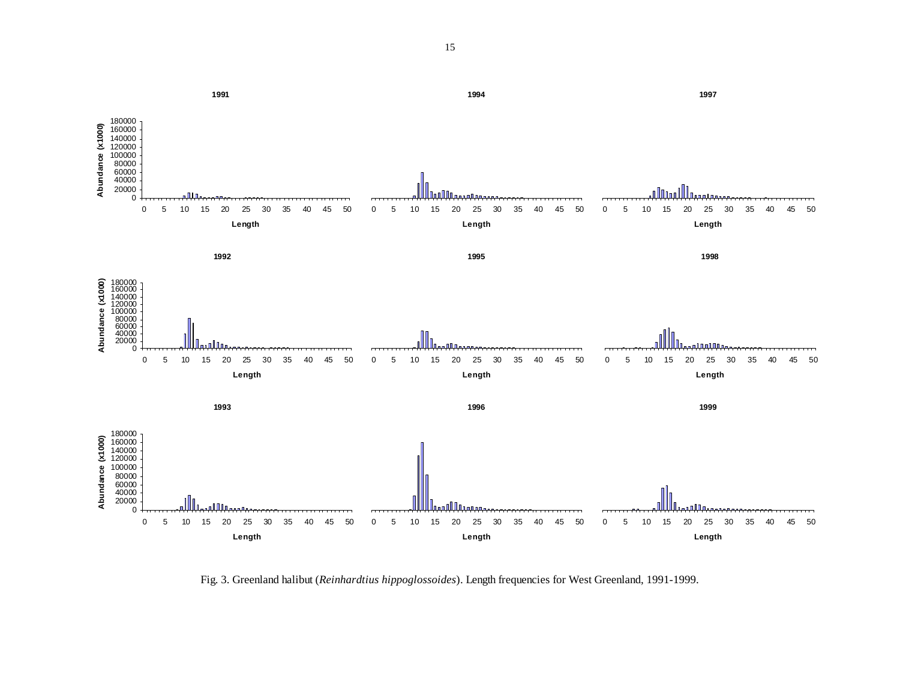Fig. 3. Greenland halibut (*Reinhardtius hippoglossoides*). Length frequencies for West Greenland, 1991-1999.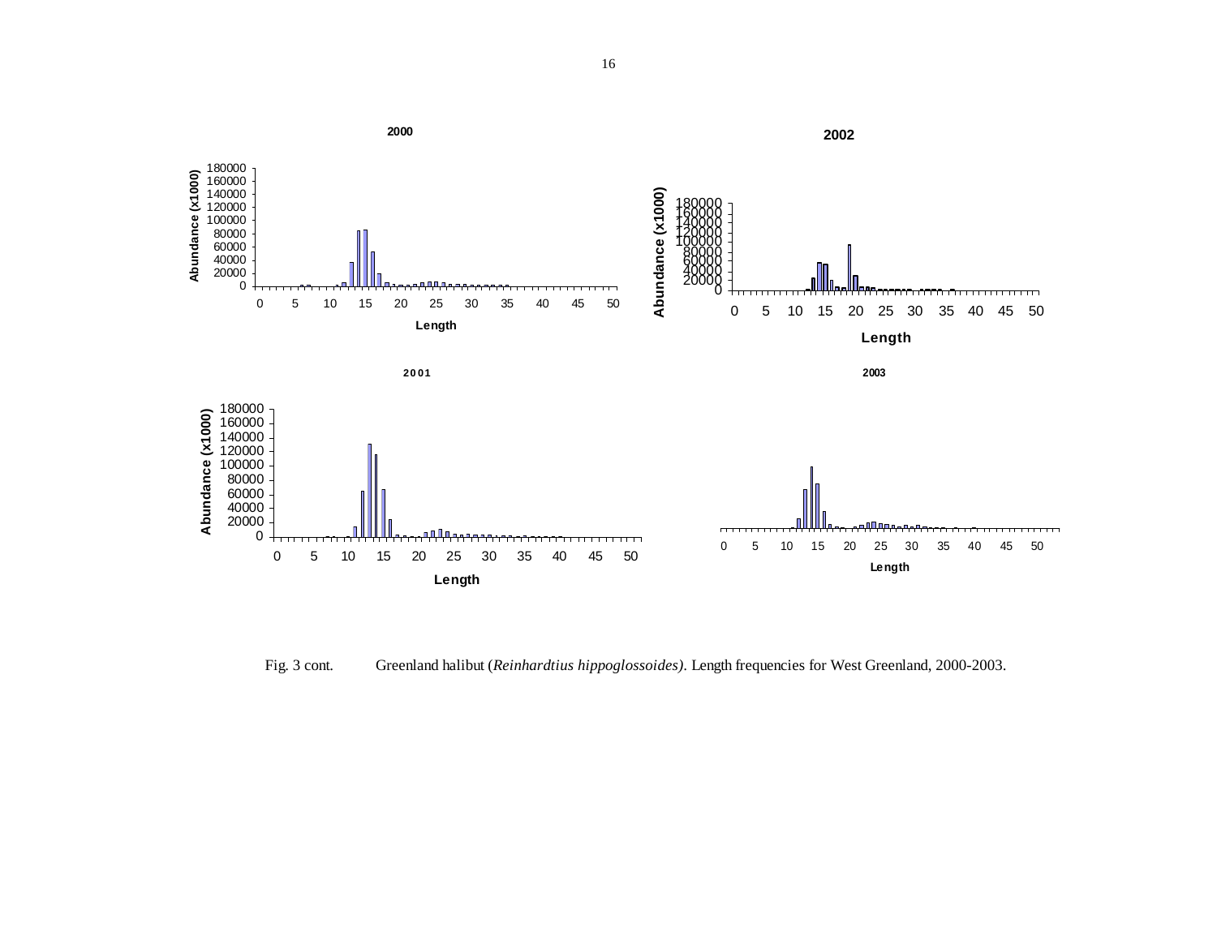Fig. 3 cont. Greenland halibut (*Reinhardtius hippoglossoides)*. Length frequencies for West Greenland, 2000-2003.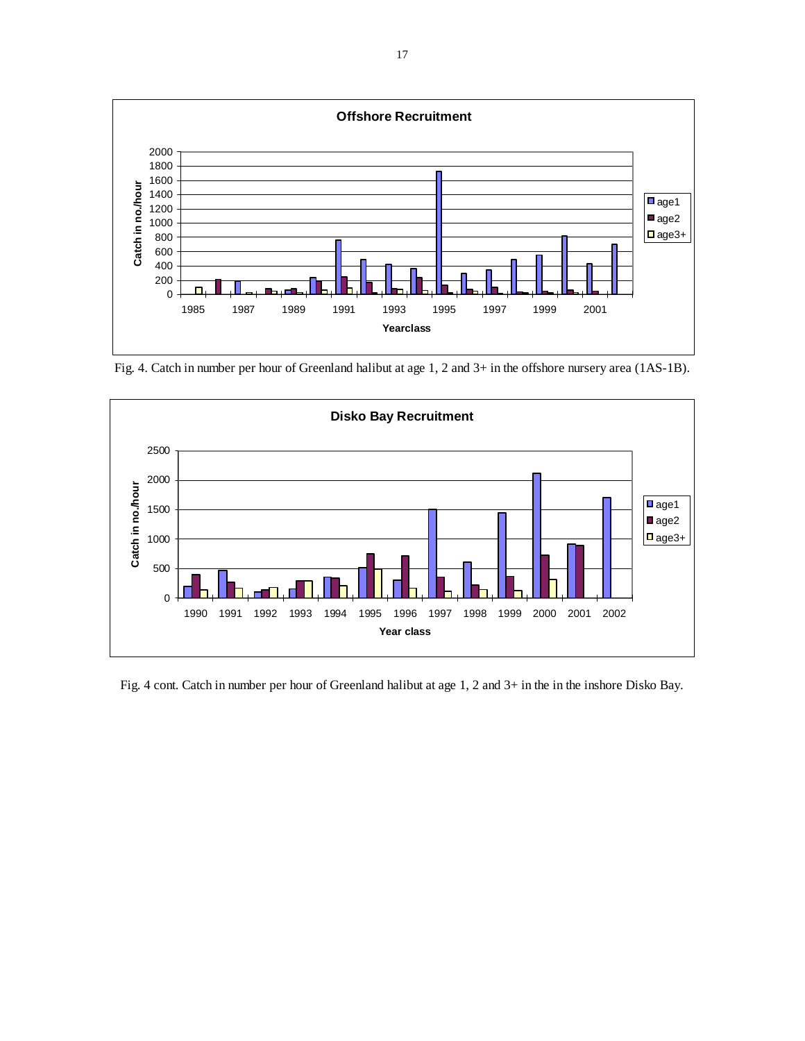Fig. 4. Catch in number per hour of Greenland halibut at age 1, 2 and 3+ in the offshore nursery area (1AS-1B).

Fig. 4 cont. Catch in number per hour of Greenland halibut at age 1, 2 and 3+ in the in the inshore Disko Bay.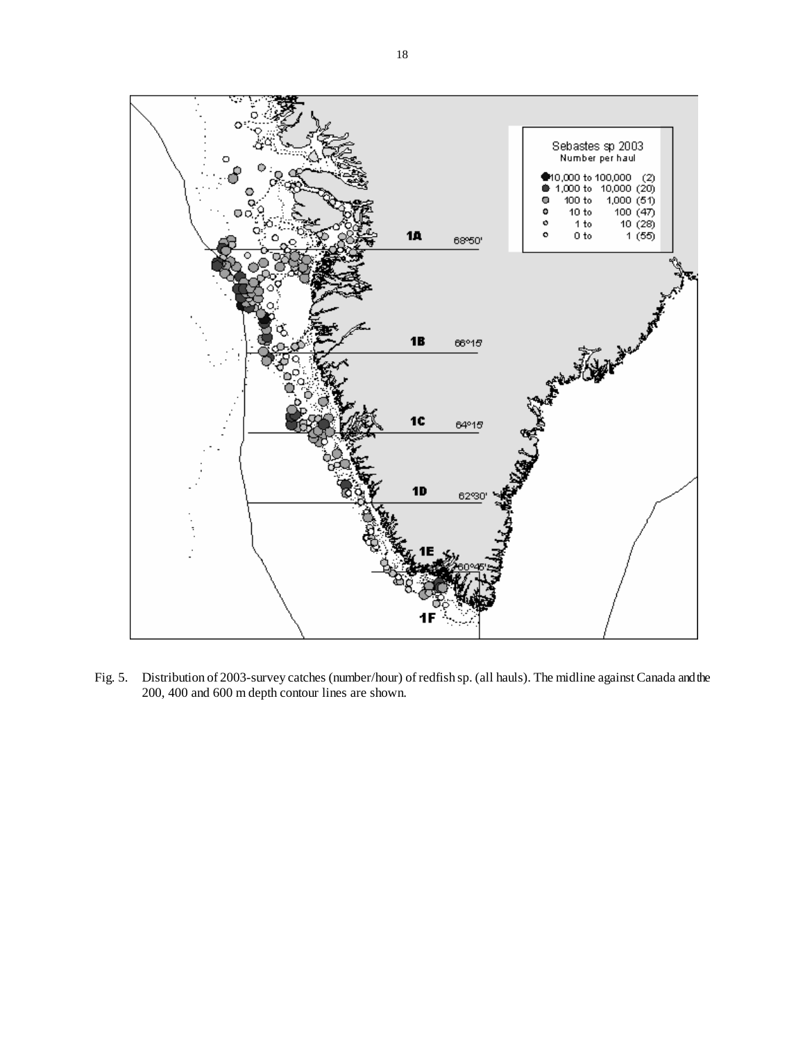Fig. 5. Distribution of 2003-survey catches (number/hour) of redfish sp. (all hauls). The midline against Canada and the 200, 400 and 600 m depth contour lines are shown.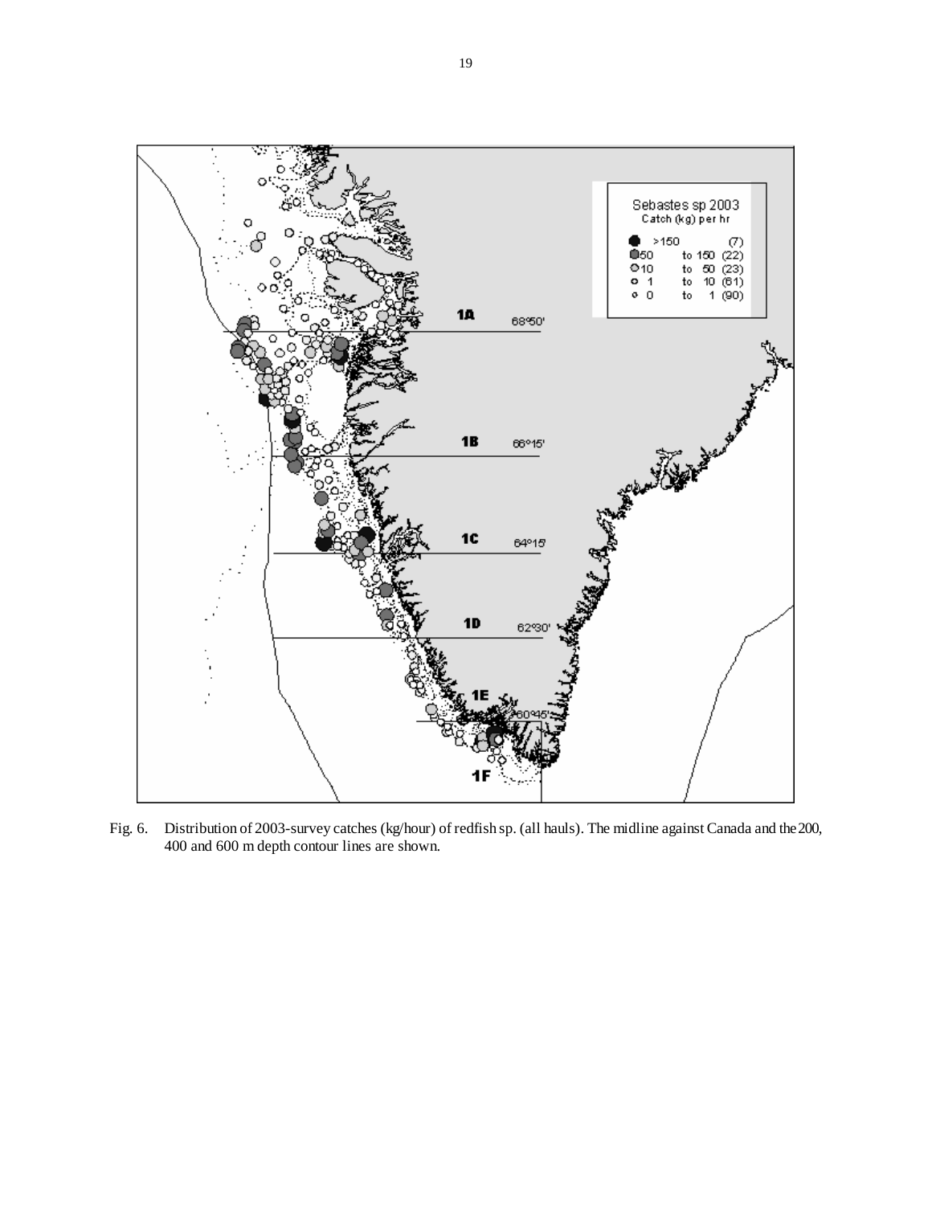Fig. 6. Distribution of 2003-survey catches (kg/hour) of redfish sp. (all hauls). The midline against Canada and the 200, 400 and 600 m depth contour lines are shown.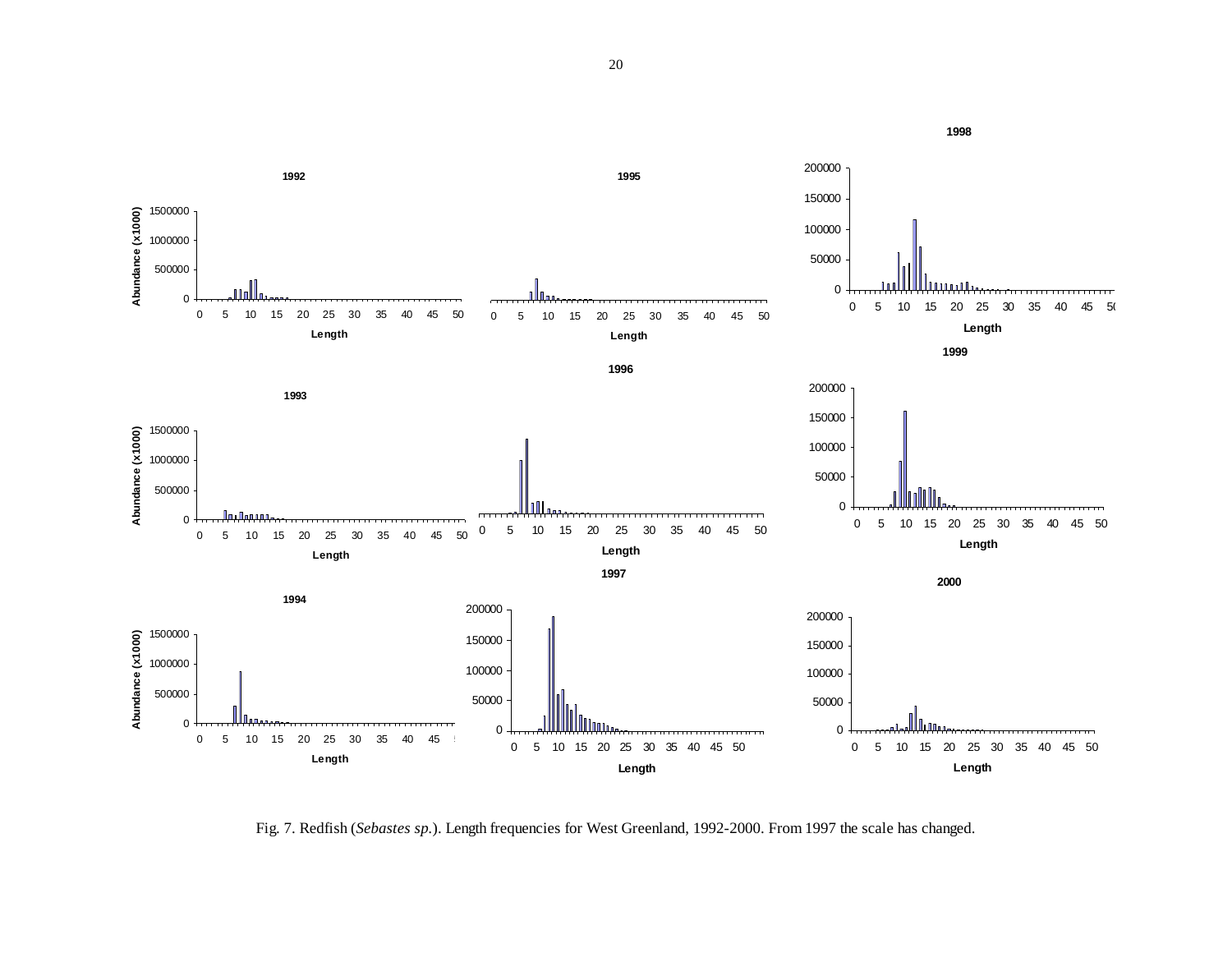Fig. 7. Redfish (*Sebastes sp.*). Length frequencies for West Greenland, 1992-2000. From 1997 the scale has changed.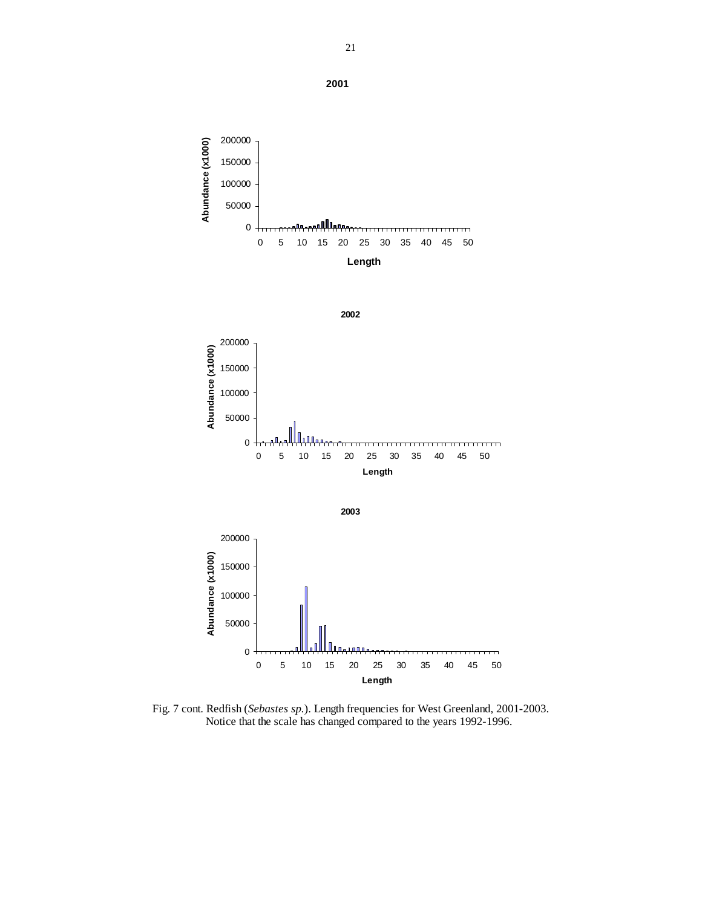Fig. 7 cont. Redfish (*Sebastes sp.*). Length frequencies for West Greenland, 2001-2003. Notice that the scale has changed compared to the years 1992-1996.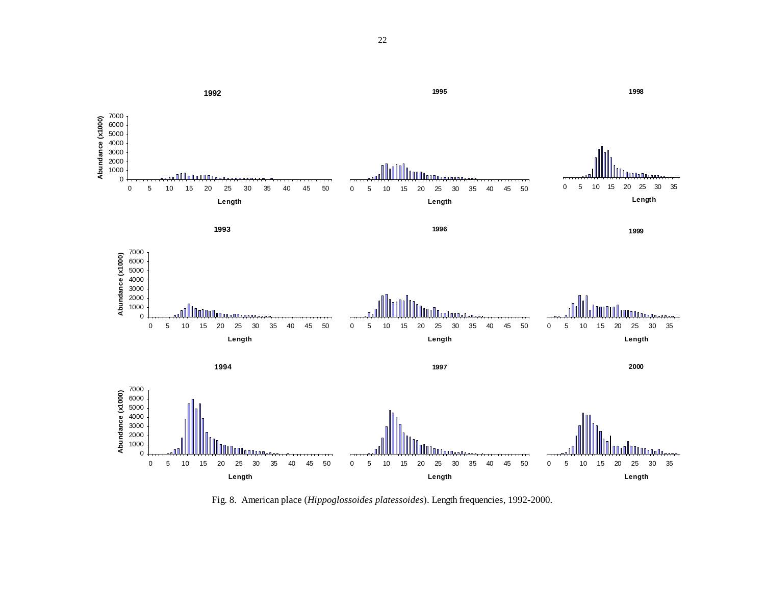Fig. 8. American place (*Hippoglossoides platessoides*). Length frequencies, 1992-2000.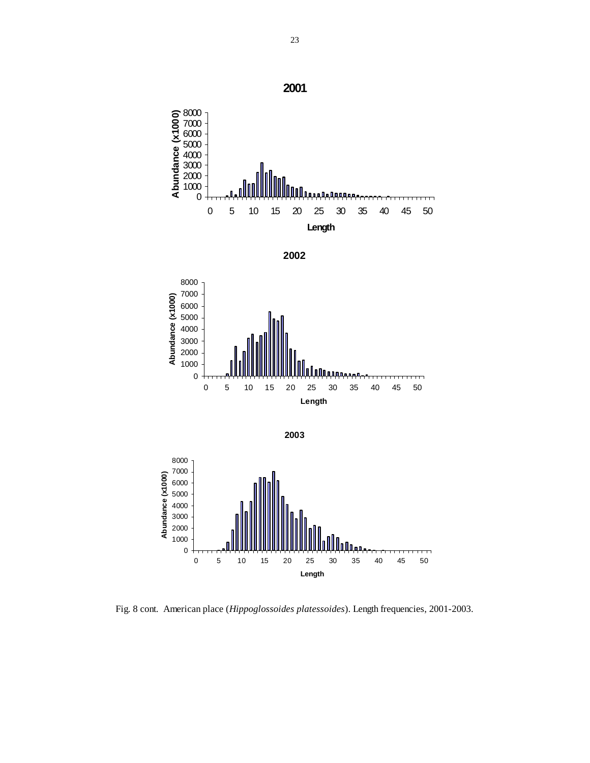Fig. 8 cont. American place (*Hippoglossoides platessoides*). Length frequencies, 2001-2003.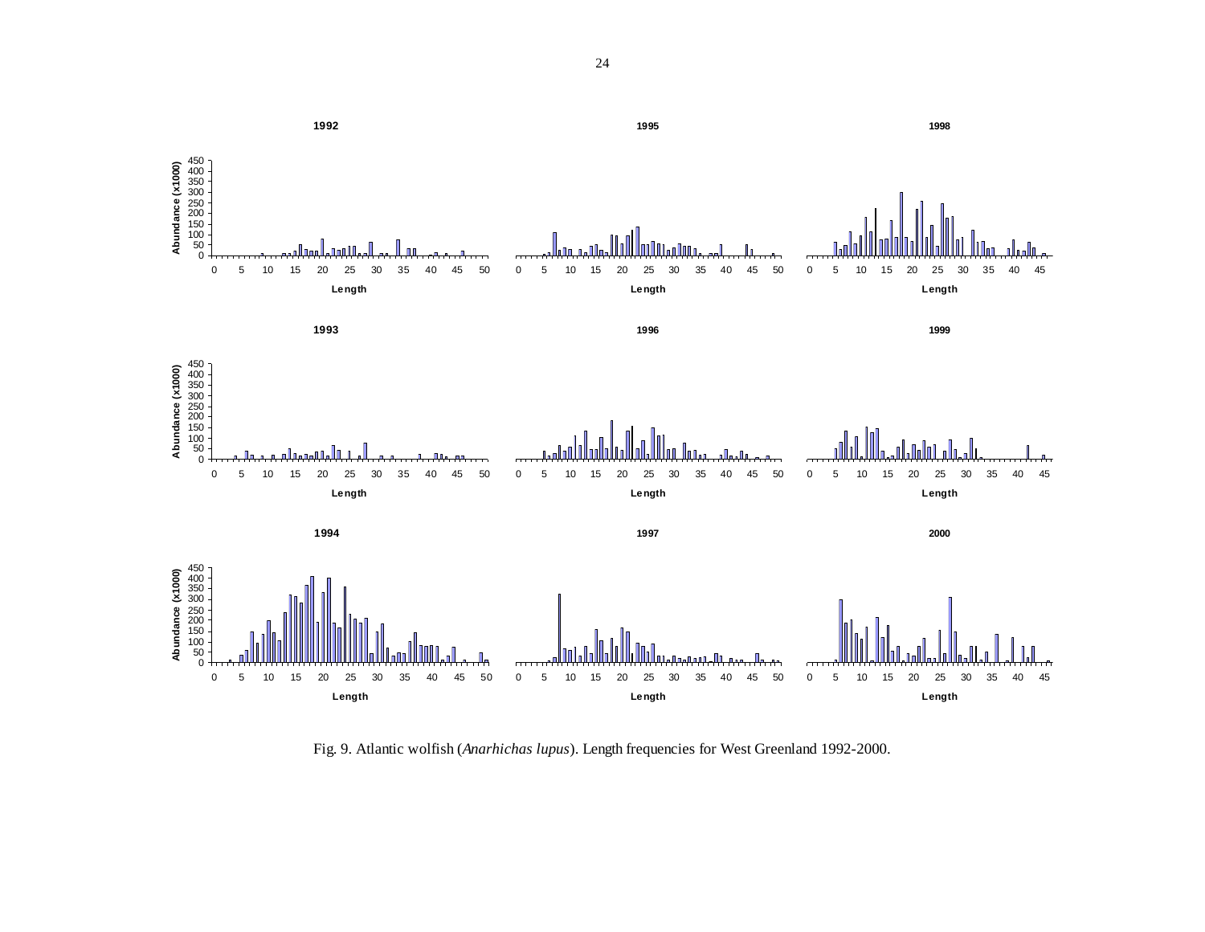Fig. 9. Atlantic wolfish (*Anarhichas lupus*). Length frequencies for West Greenland 1992-2000.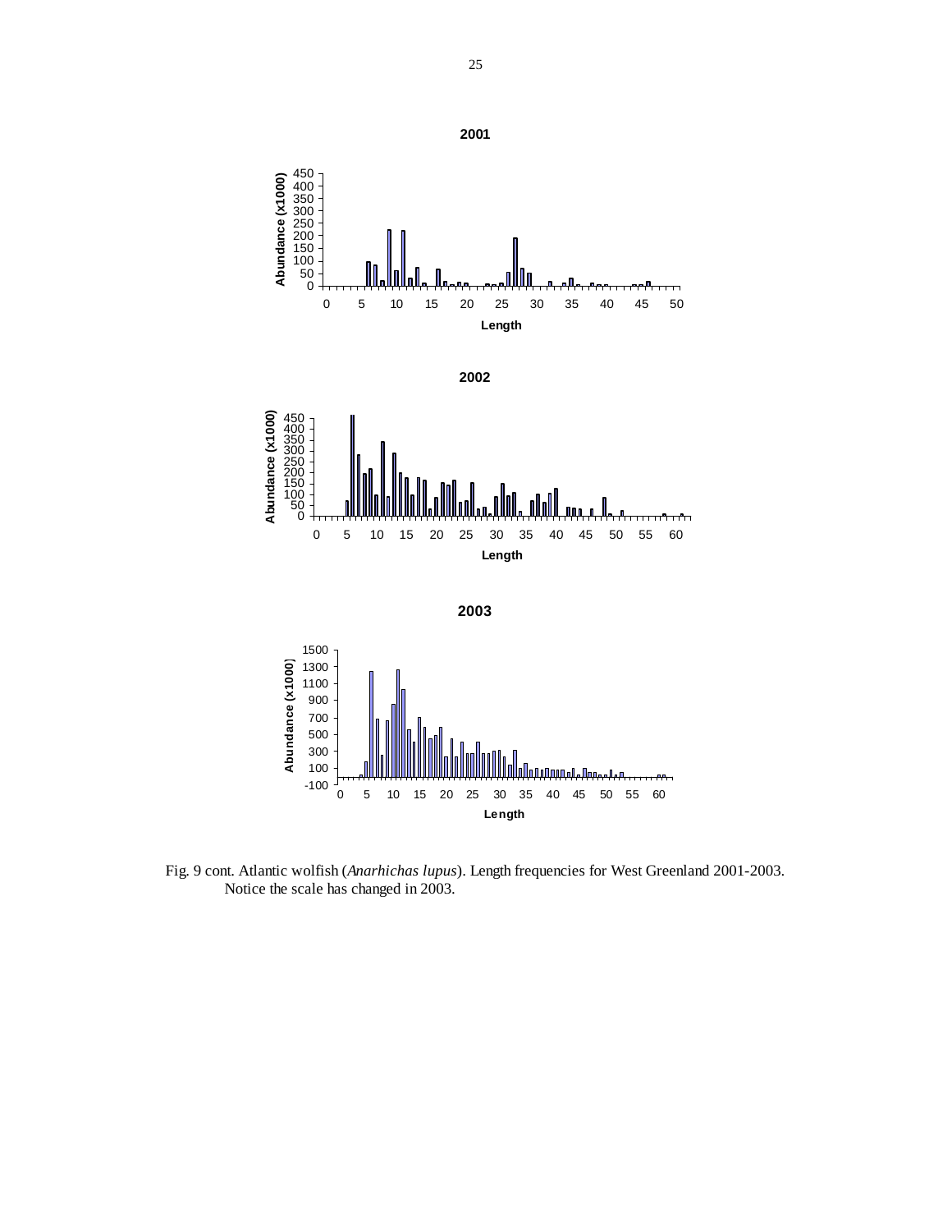Fig. 9 cont. Atlantic wolfish (*Anarhichas lupus*). Length frequencies for West Greenland 2001-2003. Notice the scale has changed in 2003.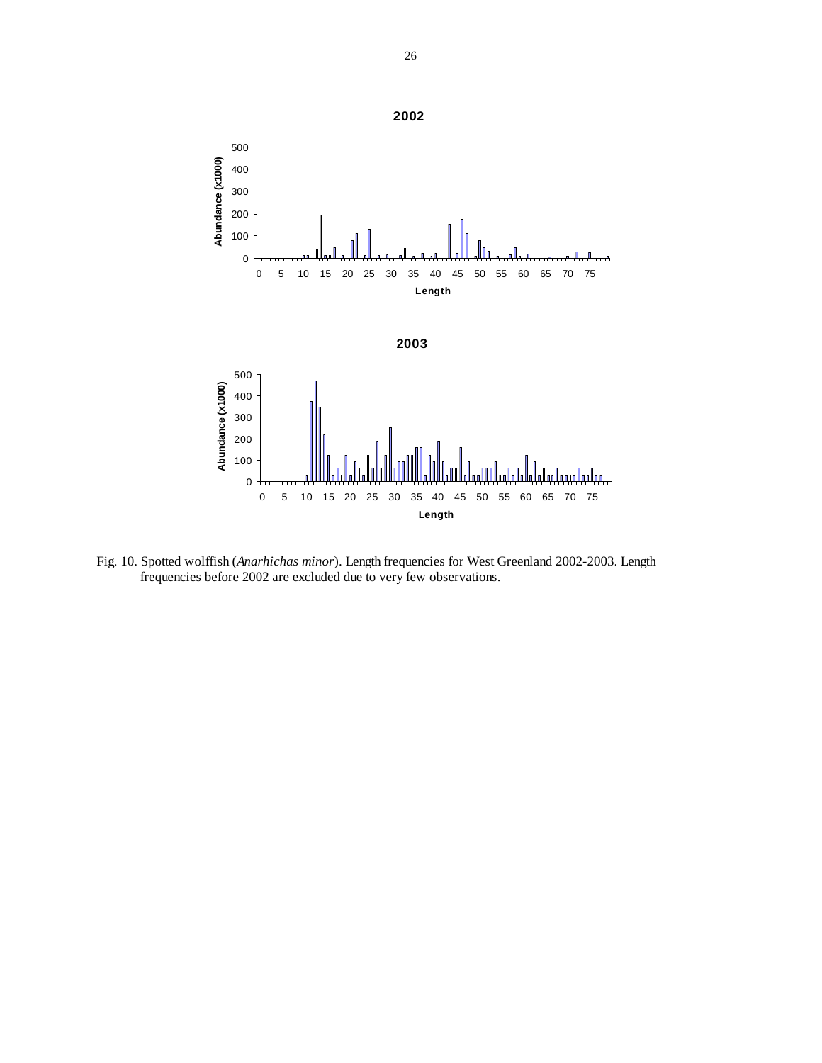Fig. 10. Spotted wolffish (*Anarhichas minor*). Length frequencies for West Greenland 2002-2003. Length frequencies before 2002 are excluded due to very few observations.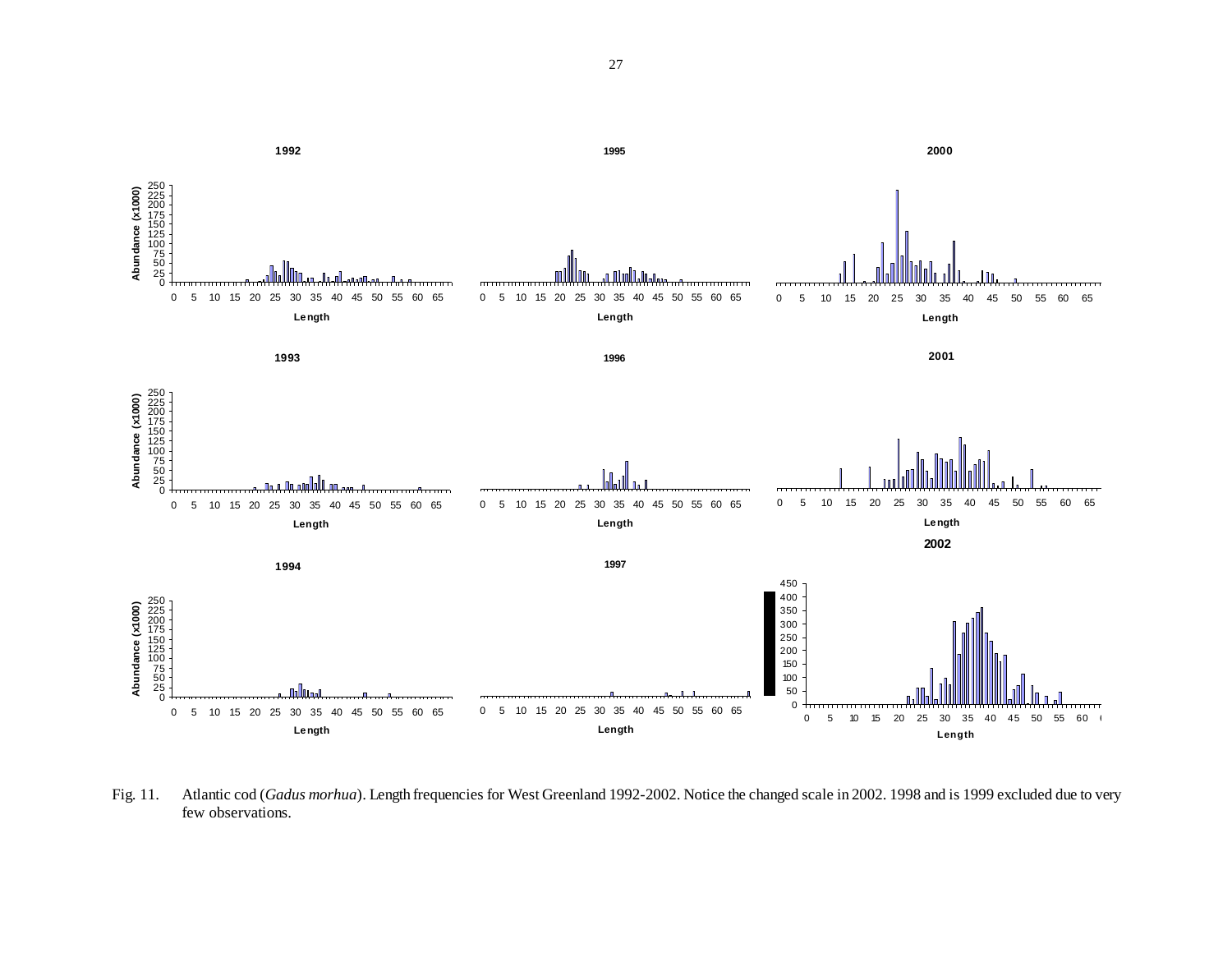Fig. 11. Atlantic cod (*Gadus morhua*). Length frequencies for West Greenland 1992-2002. Notice the changed scale in 2002. 1998 and is 1999 excluded due to very few observations.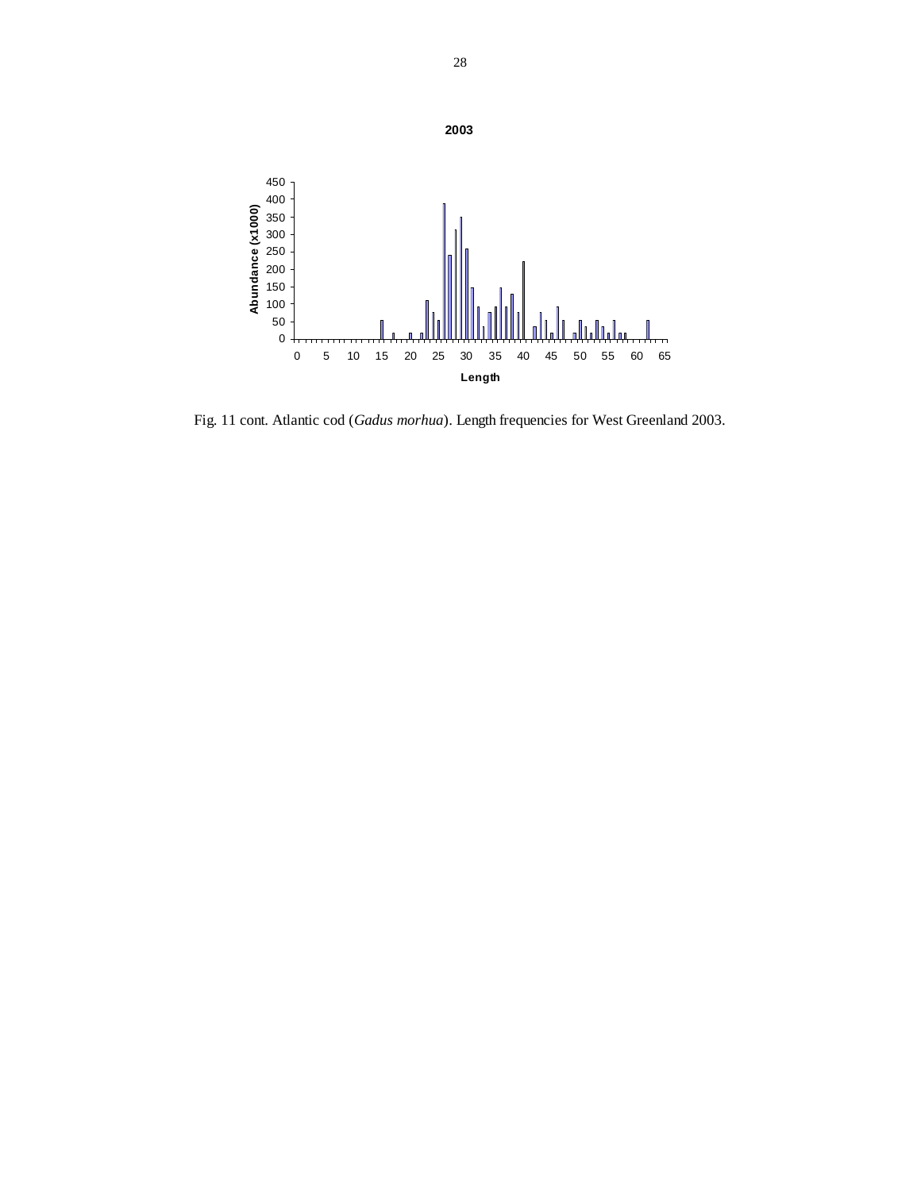2003

450
400
350
300
250
200
150
100
50
0

Abundance (x1000)

0 5 10 15 20 25 30 35 40 45 50 55 60 65

Length

Fig. 11 cont. Atlantic cod (*Gadus morhua*). Length frequencies for West Greenland 2003.